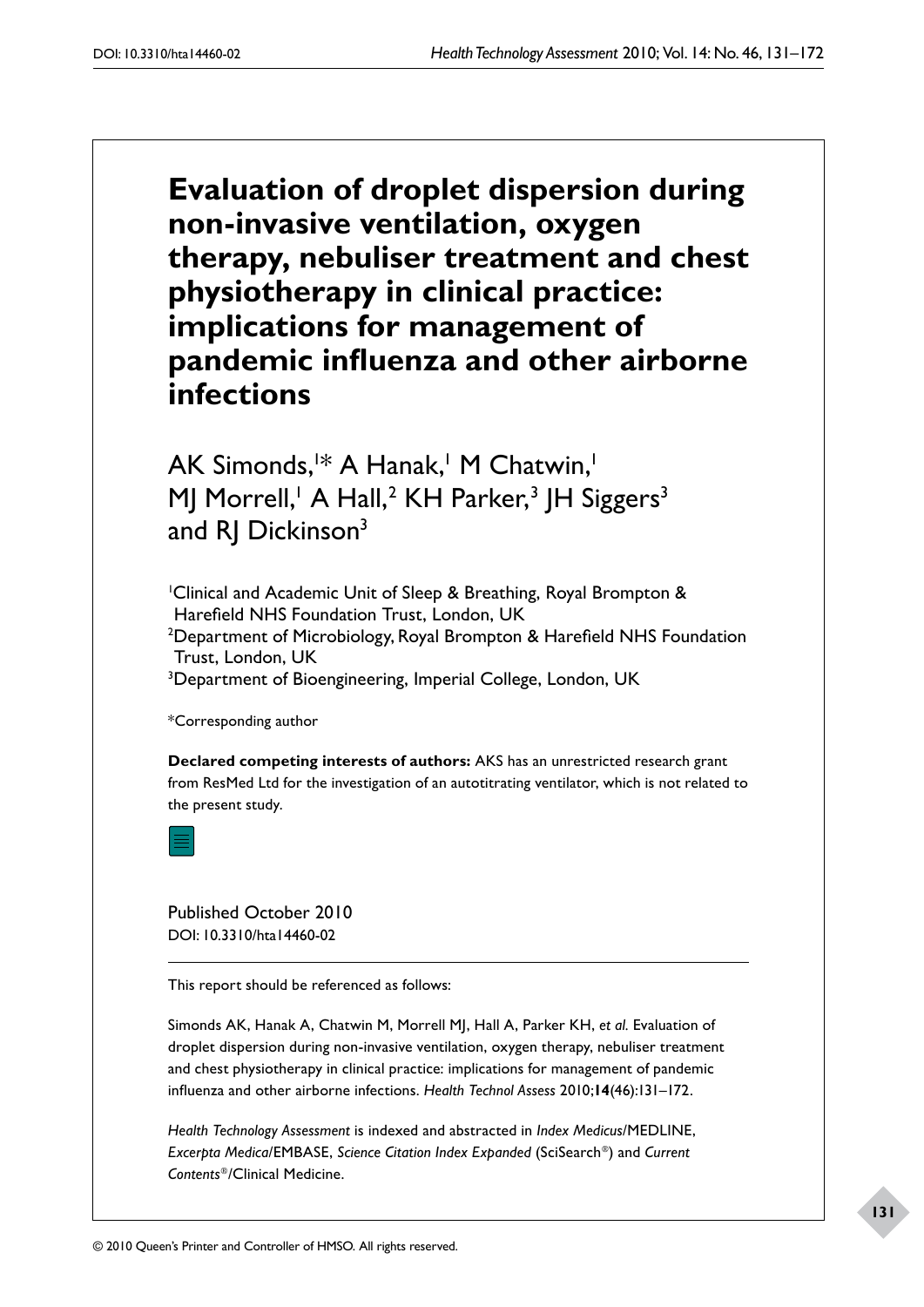# Evaluation of droplet dispersion during non-invasive ventilation, oxygen therapy, nebuliser treatment and chest physiotherapy in clinical practice: implications for management of pandemic influenza and other airborne infections

AK Simonds,[1]* A Hanak,[1] M Chatwin,[1] MJ Morrell,[1] A Hall,[2] KH Parker,[3] JH Siggers[3] and RJ Dickinson[3]

[1]Clinical and Academic Unit of Sleep & Breathing, Royal Brompton & Harefield NHS Foundation Trust, London, UK
[2]Department of Microbiology, Royal Brompton & Harefield NHS Foundation Trust, London, UK
[3]Department of Bioengineering, Imperial College, London, UK

*Corresponding author

**Declared competing interests of authors:** AKS has an unrestricted research grant from ResMed Ltd for the investigation of an autotitrating ventilator, which is not related to the present study.

Published October 2010
DOI: 10.3310/hta14460-02

This report should be referenced as follows:

Simonds AK, Hanak A, Chatwin M, Morrell MJ, Hall A, Parker KH, *et al.* Evaluation of droplet dispersion during non-invasive ventilation, oxygen therapy, nebuliser treatment and chest physiotherapy in clinical practice: implications for management of pandemic influenza and other airborne infections. *Health Technol Assess* 2010;**14**(46):131–172.

*Health Technology Assessment* is indexed and abstracted in *Index Medicus*/MEDLINE, *Excerpta Medica*/EMBASE, *Science Citation Index Expanded* (SciSearch®) and *Current Contents*®/Clinical Medicine.

© 2010 Queen's Printer and Controller of HMSO. All rights reserved.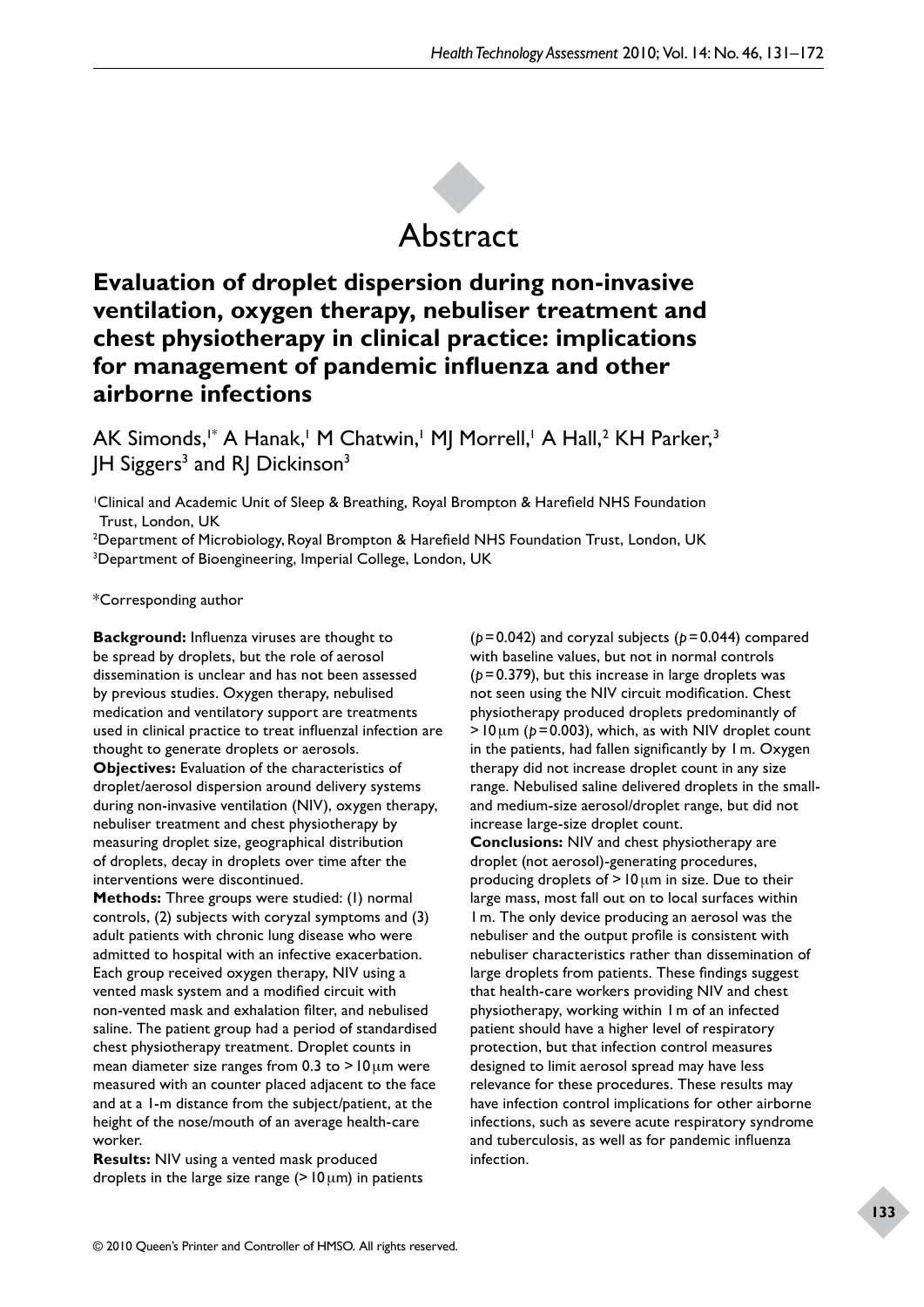# Abstract

## Evaluation of droplet dispersion during non-invasive ventilation, oxygen therapy, nebuliser treatment and chest physiotherapy in clinical practice: implications for management of pandemic influenza and other airborne infections

AK Simonds,[1*] A Hanak,[1] M Chatwin,[1] MJ Morrell,[1] A Hall,[2] KH Parker,[3] JH Siggers[3] and RJ Dickinson[3]

[1]Clinical and Academic Unit of Sleep & Breathing, Royal Brompton & Harefield NHS Foundation Trust, London, UK
[2]Department of Microbiology, Royal Brompton & Harefield NHS Foundation Trust, London, UK
[3]Department of Bioengineering, Imperial College, London, UK

*Corresponding author

**Background:** Influenza viruses are thought to be spread by droplets, but the role of aerosol dissemination is unclear and has not been assessed by previous studies. Oxygen therapy, nebulised medication and ventilatory support are treatments used in clinical practice to treat influenzal infection are thought to generate droplets or aerosols.

**Objectives:** Evaluation of the characteristics of droplet/aerosol dispersion around delivery systems during non-invasive ventilation (NIV), oxygen therapy, nebuliser treatment and chest physiotherapy by measuring droplet size, geographical distribution of droplets, decay in droplets over time after the interventions were discontinued.

**Methods:** Three groups were studied: (1) normal controls, (2) subjects with coryzal symptoms and (3) adult patients with chronic lung disease who were admitted to hospital with an infective exacerbation. Each group received oxygen therapy, NIV using a vented mask system and a modified circuit with non-vented mask and exhalation filter, and nebulised saline. The patient group had a period of standardised chest physiotherapy treatment. Droplet counts in mean diameter size ranges from 0.3 to > 10 μm were measured with an counter placed adjacent to the face and at a 1-m distance from the subject/patient, at the height of the nose/mouth of an average health-care worker.

**Results:** NIV using a vented mask produced droplets in the large size range (> 10 μm) in patients ($p = 0.042$) and coryzal subjects ($p = 0.044$) compared with baseline values, but not in normal controls ($p = 0.379$), but this increase in large droplets was not seen using the NIV circuit modification. Chest physiotherapy produced droplets predominantly of > 10 μm ($p = 0.003$), which, as with NIV droplet count in the patients, had fallen significantly by 1 m. Oxygen therapy did not increase droplet count in any size range. Nebulised saline delivered droplets in the small- and medium-size aerosol/droplet range, but did not increase large-size droplet count.

**Conclusions:** NIV and chest physiotherapy are droplet (not aerosol)-generating procedures, producing droplets of > 10 μm in size. Due to their large mass, most fall out on to local surfaces within 1 m. The only device producing an aerosol was the nebuliser and the output profile is consistent with nebuliser characteristics rather than dissemination of large droplets from patients. These findings suggest that health-care workers providing NIV and chest physiotherapy, working within 1 m of an infected patient should have a higher level of respiratory protection, but that infection control measures designed to limit aerosol spread may have less relevance for these procedures. These results may have infection control implications for other airborne infections, such as severe acute respiratory syndrome and tuberculosis, as well as for pandemic influenza infection.

© 2010 Queen's Printer and Controller of HMSO. All rights reserved.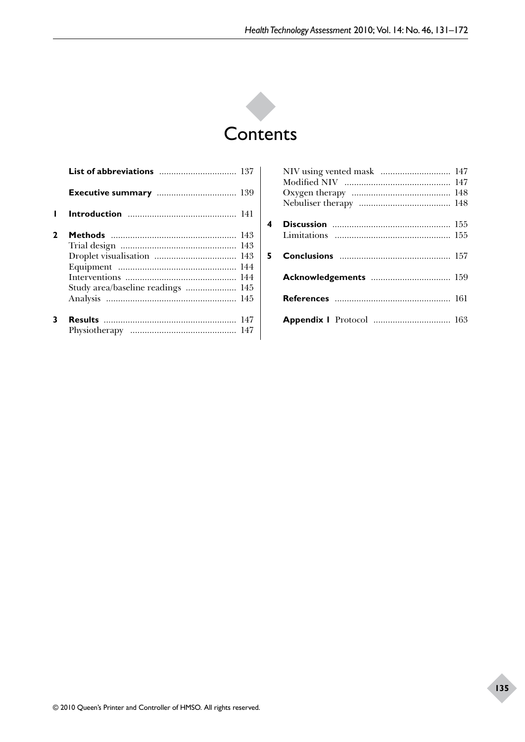# Contents

**List of abbreviations** ..... 137

**Executive summary** ..... 139

**1 Introduction** ..... 141

**2 Methods** ..... 143
- Trial design ..... 143
- Droplet visualisation ..... 143
- Equipment ..... 144
- Interventions ..... 144
- Study area/baseline readings ..... 145
- Analysis ..... 145

**3 Results** ..... 147
- Physiotherapy ..... 147
- NIV using vented mask ..... 147
- Modified NIV ..... 147
- Oxygen therapy ..... 148
- Nebuliser therapy ..... 148

**4 Discussion** ..... 155
- Limitations ..... 155

**5 Conclusions** ..... 157

**Acknowledgements** ..... 159

**References** ..... 161

**Appendix 1** Protocol ..... 163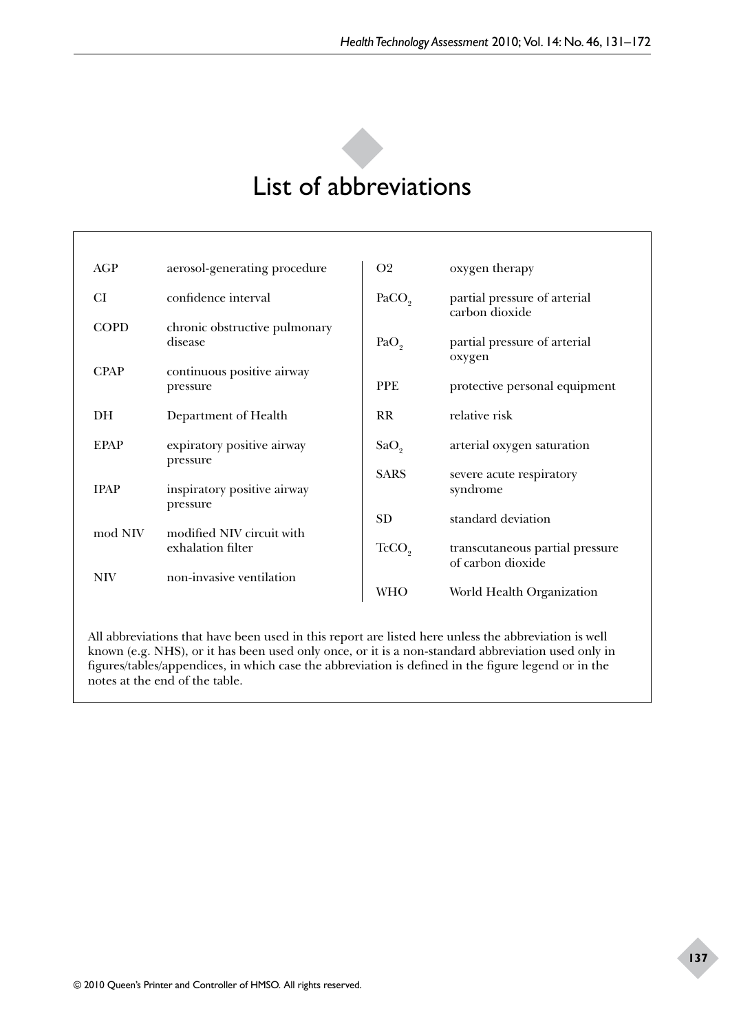# List of abbreviations

| | |
|---|---|
| AGP | aerosol-generating procedure |
| CI | confidence interval |
| COPD | chronic obstructive pulmonary disease |
| CPAP | continuous positive airway pressure |
| DH | Department of Health |
| EPAP | expiratory positive airway pressure |
| IPAP | inspiratory positive airway pressure |
| mod NIV | modified NIV circuit with exhalation filter |
| NIV | non-invasive ventilation |
| O2 | oxygen therapy |
| $PaCO_2$ | partial pressure of arterial carbon dioxide |
| $PaO_2$ | partial pressure of arterial oxygen |
| PPE | protective personal equipment |
| RR | relative risk |
| $SaO_2$ | arterial oxygen saturation |
| SARS | severe acute respiratory syndrome |
| SD | standard deviation |
| $TcCO_2$ | transcutaneous partial pressure of carbon dioxide |
| WHO | World Health Organization |

All abbreviations that have been used in this report are listed here unless the abbreviation is well known (e.g. NHS), or it has been used only once, or it is a non-standard abbreviation used only in figures/tables/appendices, in which case the abbreviation is defined in the figure legend or in the notes at the end of the table.

© 2010 Queen's Printer and Controller of HMSO. All rights reserved.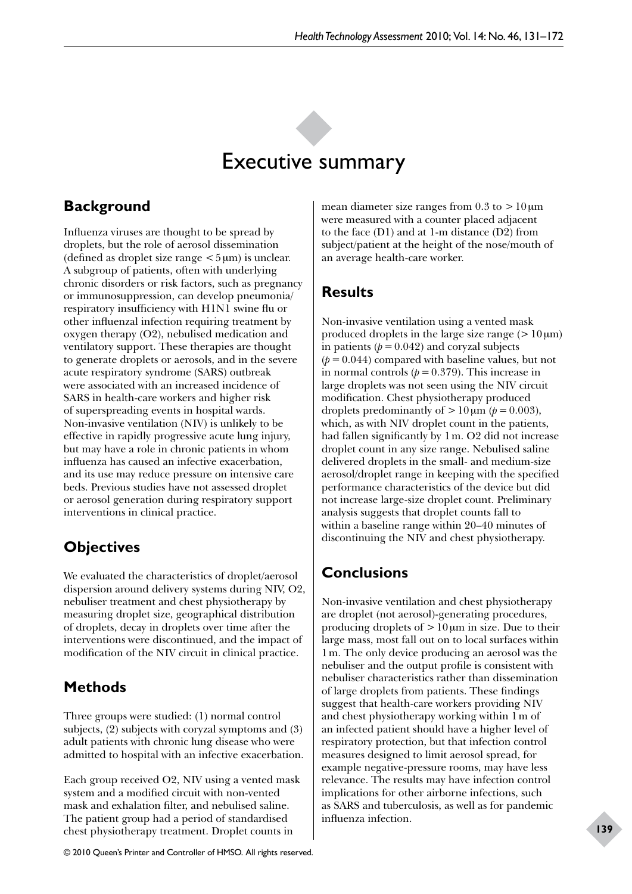# Executive summary

## Background

Influenza viruses are thought to be spread by droplets, but the role of aerosol dissemination (defined as droplet size range < 5 µm) is unclear. A subgroup of patients, often with underlying chronic disorders or risk factors, such as pregnancy or immunosuppression, can develop pneumonia/respiratory insufficiency with H1N1 swine flu or other influenzal infection requiring treatment by oxygen therapy (O2), nebulised medication and ventilatory support. These therapies are thought to generate droplets or aerosols, and in the severe acute respiratory syndrome (SARS) outbreak were associated with an increased incidence of SARS in health-care workers and higher risk of superspreading events in hospital wards. Non-invasive ventilation (NIV) is unlikely to be effective in rapidly progressive acute lung injury, but may have a role in chronic patients in whom influenza has caused an infective exacerbation, and its use may reduce pressure on intensive care beds. Previous studies have not assessed droplet or aerosol generation during respiratory support interventions in clinical practice.

## Objectives

We evaluated the characteristics of droplet/aerosol dispersion around delivery systems during NIV, O2, nebuliser treatment and chest physiotherapy by measuring droplet size, geographical distribution of droplets, decay in droplets over time after the interventions were discontinued, and the impact of modification of the NIV circuit in clinical practice.

## Methods

Three groups were studied: (1) normal control subjects, (2) subjects with coryzal symptoms and (3) adult patients with chronic lung disease who were admitted to hospital with an infective exacerbation.

Each group received O2, NIV using a vented mask system and a modified circuit with non-vented mask and exhalation filter, and nebulised saline. The patient group had a period of standardised chest physiotherapy treatment. Droplet counts in mean diameter size ranges from 0.3 to > 10 µm were measured with a counter placed adjacent to the face (D1) and at 1-m distance (D2) from subject/patient at the height of the nose/mouth of an average health-care worker.

## Results

Non-invasive ventilation using a vented mask produced droplets in the large size range (> 10 µm) in patients ($p = 0.042$) and coryzal subjects ($p = 0.044$) compared with baseline values, but not in normal controls ($p = 0.379$). This increase in large droplets was not seen using the NIV circuit modification. Chest physiotherapy produced droplets predominantly of > 10 µm ($p = 0.003$), which, as with NIV droplet count in the patients, had fallen significantly by 1 m. O2 did not increase droplet count in any size range. Nebulised saline delivered droplets in the small- and medium-size aerosol/droplet range in keeping with the specified performance characteristics of the device but did not increase large-size droplet count. Preliminary analysis suggests that droplet counts fall to within a baseline range within 20–40 minutes of discontinuing the NIV and chest physiotherapy.

## Conclusions

Non-invasive ventilation and chest physiotherapy are droplet (not aerosol)-generating procedures, producing droplets of > 10 µm in size. Due to their large mass, most fall out on to local surfaces within 1 m. The only device producing an aerosol was the nebuliser and the output profile is consistent with nebuliser characteristics rather than dissemination of large droplets from patients. These findings suggest that health-care workers providing NIV and chest physiotherapy working within 1 m of an infected patient should have a higher level of respiratory protection, but that infection control measures designed to limit aerosol spread, for example negative-pressure rooms, may have less relevance. The results may have infection control implications for other airborne infections, such as SARS and tuberculosis, as well as for pandemic influenza infection.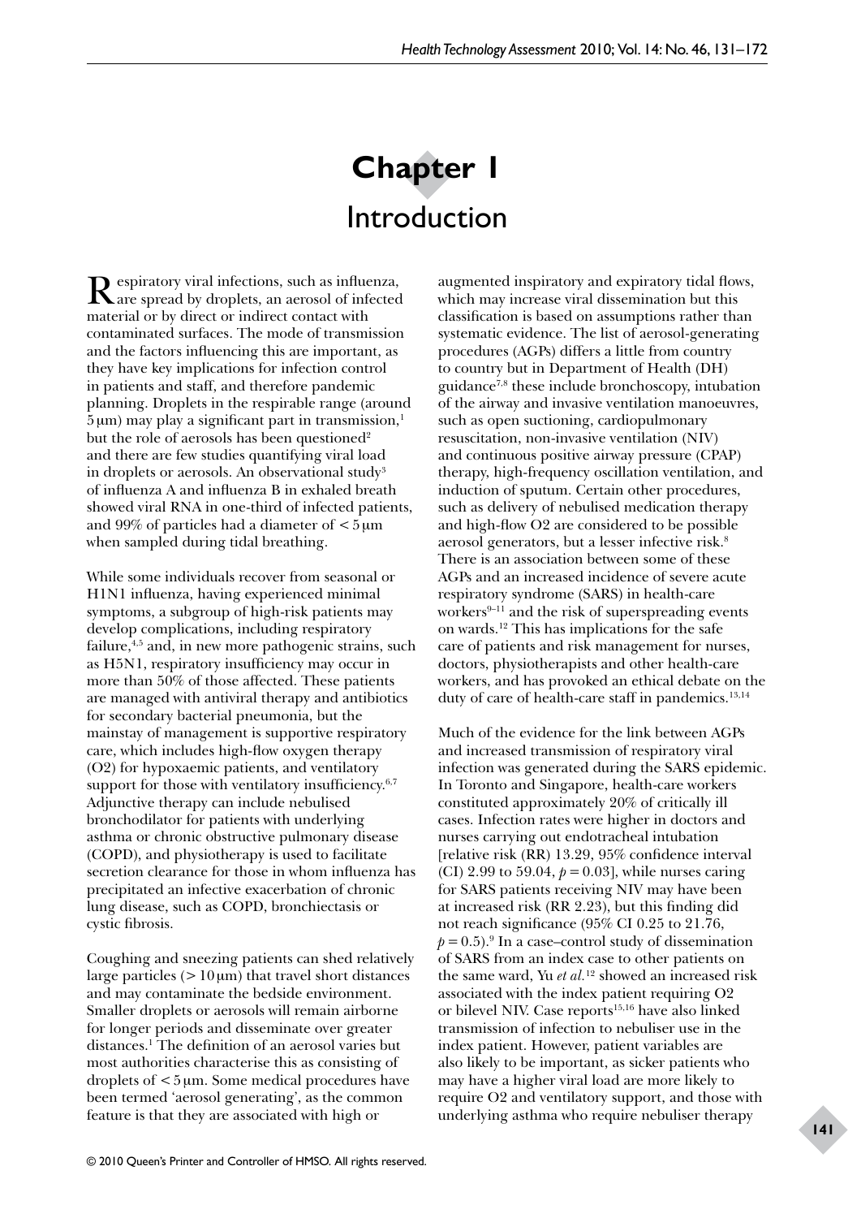# Chapter 1

## Introduction

Respiratory viral infections, such as influenza, are spread by droplets, an aerosol of infected material or by direct or indirect contact with contaminated surfaces. The mode of transmission and the factors influencing this are important, as they have key implications for infection control in patients and staff, and therefore pandemic planning. Droplets in the respirable range (around 5 µm) may play a significant part in transmission,[1] but the role of aerosols has been questioned[2] and there are few studies quantifying viral load in droplets or aerosols. An observational study[3] of influenza A and influenza B in exhaled breath showed viral RNA in one-third of infected patients, and 99% of particles had a diameter of < 5 µm when sampled during tidal breathing.

While some individuals recover from seasonal or H1N1 influenza, having experienced minimal symptoms, a subgroup of high-risk patients may develop complications, including respiratory failure,[4,5] and, in new more pathogenic strains, such as H5N1, respiratory insufficiency may occur in more than 50% of those affected. These patients are managed with antiviral therapy and antibiotics for secondary bacterial pneumonia, but the mainstay of management is supportive respiratory care, which includes high-flow oxygen therapy (O2) for hypoxaemic patients, and ventilatory support for those with ventilatory insufficiency.[6,7] Adjunctive therapy can include nebulised bronchodilator for patients with underlying asthma or chronic obstructive pulmonary disease (COPD), and physiotherapy is used to facilitate secretion clearance for those in whom influenza has precipitated an infective exacerbation of chronic lung disease, such as COPD, bronchiectasis or cystic fibrosis.

Coughing and sneezing patients can shed relatively large particles (> 10 µm) that travel short distances and may contaminate the bedside environment. Smaller droplets or aerosols will remain airborne for longer periods and disseminate over greater distances.[1] The definition of an aerosol varies but most authorities characterise this as consisting of droplets of < 5 µm. Some medical procedures have been termed 'aerosol generating', as the common feature is that they are associated with high or augmented inspiratory and expiratory tidal flows, which may increase viral dissemination but this classification is based on assumptions rather than systematic evidence. The list of aerosol-generating procedures (AGPs) differs a little from country to country but in Department of Health (DH) guidance[7,8] these include bronchoscopy, intubation of the airway and invasive ventilation manoeuvres, such as open suctioning, cardiopulmonary resuscitation, non-invasive ventilation (NIV) and continuous positive airway pressure (CPAP) therapy, high-frequency oscillation ventilation, and induction of sputum. Certain other procedures, such as delivery of nebulised medication therapy and high-flow O2 are considered to be possible aerosol generators, but a lesser infective risk.[8] There is an association between some of these AGPs and an increased incidence of severe acute respiratory syndrome (SARS) in health-care workers[9–11] and the risk of superspreading events on wards.[12] This has implications for the safe care of patients and risk management for nurses, doctors, physiotherapists and other health-care workers, and has provoked an ethical debate on the duty of care of health-care staff in pandemics.[13,14]

Much of the evidence for the link between AGPs and increased transmission of respiratory viral infection was generated during the SARS epidemic. In Toronto and Singapore, health-care workers constituted approximately 20% of critically ill cases. Infection rates were higher in doctors and nurses carrying out endotracheal intubation [relative risk (RR) 13.29, 95% confidence interval (CI) 2.99 to 59.04, $p = 0.03$], while nurses caring for SARS patients receiving NIV may have been at increased risk (RR 2.23), but this finding did not reach significance (95% CI 0.25 to 21.76, $p = 0.5$).[9] In a case–control study of dissemination of SARS from an index case to other patients on the same ward, Yu *et al.*[12] showed an increased risk associated with the index patient requiring O2 or bilevel NIV. Case reports[15,16] have also linked transmission of infection to nebuliser use in the index patient. However, patient variables are also likely to be important, as sicker patients who may have a higher viral load are more likely to require O2 and ventilatory support, and those with underlying asthma who require nebuliser therapy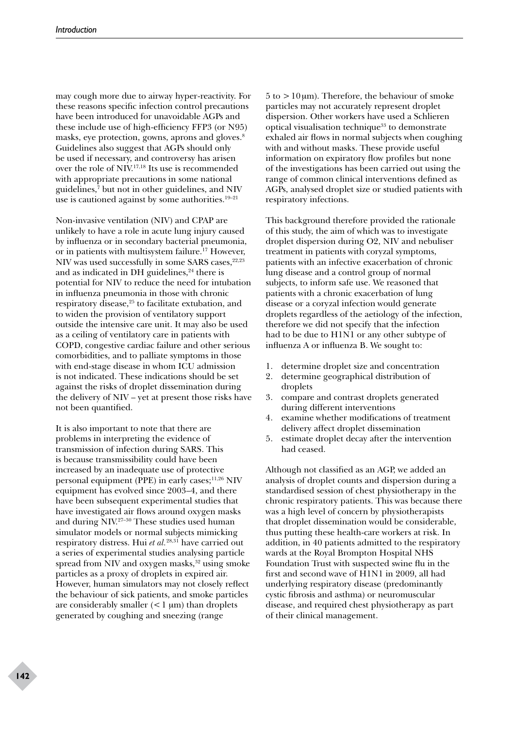may cough more due to airway hyper-reactivity. For these reasons specific infection control precautions have been introduced for unavoidable AGPs and these include use of high-efficiency FFP3 (or N95) masks, eye protection, gowns, aprons and gloves.[8] Guidelines also suggest that AGPs should only be used if necessary, and controversy has arisen over the role of NIV.[17,18] Its use is recommended with appropriate precautions in some national guidelines,[7] but not in other guidelines, and NIV use is cautioned against by some authorities.[19–21]

Non-invasive ventilation (NIV) and CPAP are unlikely to have a role in acute lung injury caused by influenza or in secondary bacterial pneumonia, or in patients with multisystem failure.[17] However, NIV was used successfully in some SARS cases,[22,23] and as indicated in DH guidelines,[24] there is potential for NIV to reduce the need for intubation in influenza pneumonia in those with chronic respiratory disease,[25] to facilitate extubation, and to widen the provision of ventilatory support outside the intensive care unit. It may also be used as a ceiling of ventilatory care in patients with COPD, congestive cardiac failure and other serious comorbidities, and to palliate symptoms in those with end-stage disease in whom ICU admission is not indicated. These indications should be set against the risks of droplet dissemination during the delivery of NIV – yet at present those risks have not been quantified.

It is also important to note that there are problems in interpreting the evidence of transmission of infection during SARS. This is because transmissibility could have been increased by an inadequate use of protective personal equipment (PPE) in early cases;[11,26] NIV equipment has evolved since 2003–4, and there have been subsequent experimental studies that have investigated air flows around oxygen masks and during NIV.[27–30] These studies used human simulator models or normal subjects mimicking respiratory distress. Hui *et al.*[28,31] have carried out a series of experimental studies analysing particle spread from NIV and oxygen masks,[32] using smoke particles as a proxy of droplets in expired air. However, human simulators may not closely reflect the behaviour of sick patients, and smoke particles are considerably smaller (< 1 µm) than droplets generated by coughing and sneezing (range 5 to > 10 µm). Therefore, the behaviour of smoke particles may not accurately represent droplet dispersion. Other workers have used a Schlieren optical visualisation technique[33] to demonstrate exhaled air flows in normal subjects when coughing with and without masks. These provide useful information on expiratory flow profiles but none of the investigations has been carried out using the range of common clinical interventions defined as AGPs, analysed droplet size or studied patients with respiratory infections.

This background therefore provided the rationale of this study, the aim of which was to investigate droplet dispersion during O2, NIV and nebuliser treatment in patients with coryzal symptoms, patients with an infective exacerbation of chronic lung disease and a control group of normal subjects, to inform safe use. We reasoned that patients with a chronic exacerbation of lung disease or a coryzal infection would generate droplets regardless of the aetiology of the infection, therefore we did not specify that the infection had to be due to H1N1 or any other subtype of influenza A or influenza B. We sought to:

1. determine droplet size and concentration
2. determine geographical distribution of droplets
3. compare and contrast droplets generated during different interventions
4. examine whether modifications of treatment delivery affect droplet dissemination
5. estimate droplet decay after the intervention had ceased.

Although not classified as an AGP, we added an analysis of droplet counts and dispersion during a standardised session of chest physiotherapy in the chronic respiratory patients. This was because there was a high level of concern by physiotherapists that droplet dissemination would be considerable, thus putting these health-care workers at risk. In addition, in 40 patients admitted to the respiratory wards at the Royal Brompton Hospital NHS Foundation Trust with suspected swine flu in the first and second wave of H1N1 in 2009, all had underlying respiratory disease (predominantly cystic fibrosis and asthma) or neuromuscular disease, and required chest physiotherapy as part of their clinical management.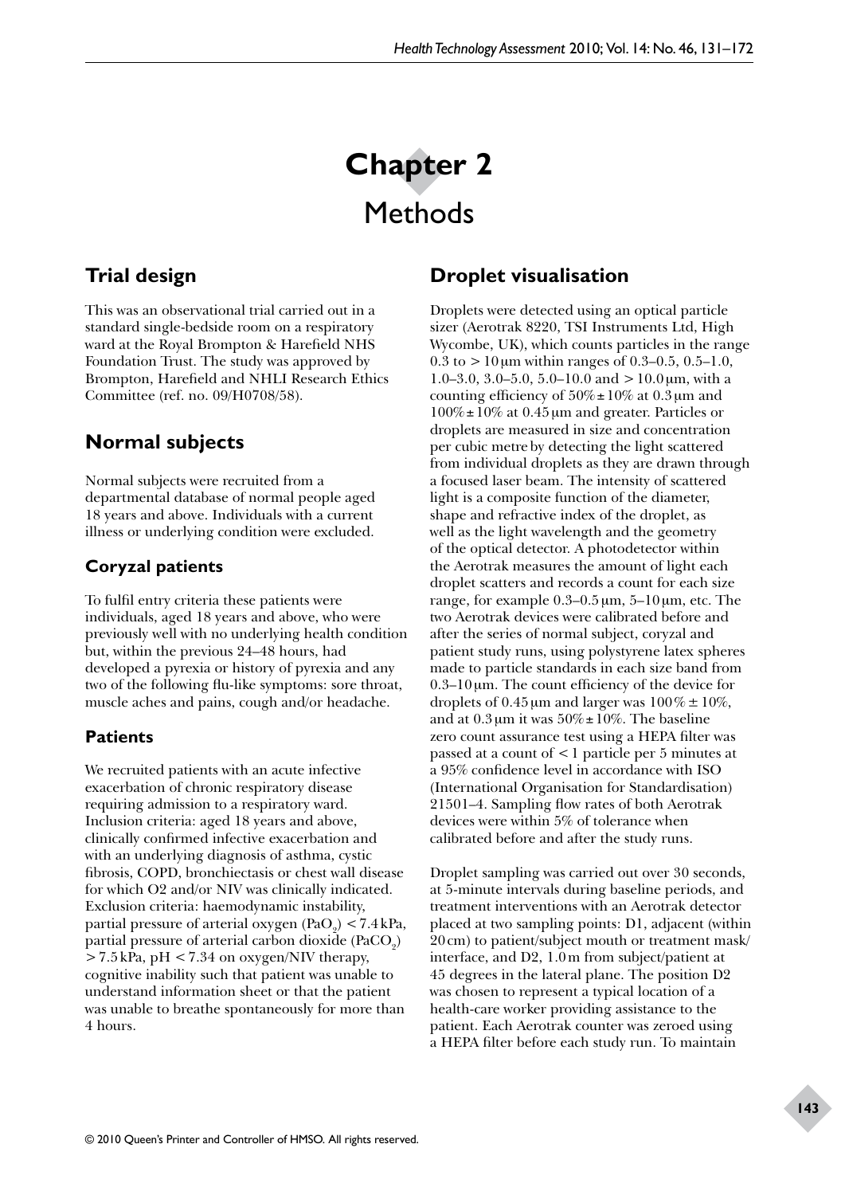# Chapter 2

# Methods

## Trial design

This was an observational trial carried out in a standard single-bedside room on a respiratory ward at the Royal Brompton & Harefield NHS Foundation Trust. The study was approved by Brompton, Harefield and NHLI Research Ethics Committee (ref. no. 09/H0708/58).

## Normal subjects

Normal subjects were recruited from a departmental database of normal people aged 18 years and above. Individuals with a current illness or underlying condition were excluded.

### Coryzal patients

To fulfil entry criteria these patients were individuals, aged 18 years and above, who were previously well with no underlying health condition but, within the previous 24–48 hours, had developed a pyrexia or history of pyrexia and any two of the following flu-like symptoms: sore throat, muscle aches and pains, cough and/or headache.

### Patients

We recruited patients with an acute infective exacerbation of chronic respiratory disease requiring admission to a respiratory ward. Inclusion criteria: aged 18 years and above, clinically confirmed infective exacerbation and with an underlying diagnosis of asthma, cystic fibrosis, COPD, bronchiectasis or chest wall disease for which O2 and/or NIV was clinically indicated. Exclusion criteria: haemodynamic instability, partial pressure of arterial oxygen ($PaO_2$) < 7.4 kPa, partial pressure of arterial carbon dioxide ($PaCO_2$) > 7.5 kPa, pH < 7.34 on oxygen/NIV therapy, cognitive inability such that patient was unable to understand information sheet or that the patient was unable to breathe spontaneously for more than 4 hours.

## Droplet visualisation

Droplets were detected using an optical particle sizer (Aerotrak 8220, TSI Instruments Ltd, High Wycombe, UK), which counts particles in the range 0.3 to > 10 μm within ranges of 0.3–0.5, 0.5–1.0, 1.0–3.0, 3.0–5.0, 5.0–10.0 and > 10.0 μm, with a counting efficiency of 50% ± 10% at 0.3 μm and 100% ± 10% at 0.45 μm and greater. Particles or droplets are measured in size and concentration per cubic metre by detecting the light scattered from individual droplets as they are drawn through a focused laser beam. The intensity of scattered light is a composite function of the diameter, shape and refractive index of the droplet, as well as the light wavelength and the geometry of the optical detector. A photodetector within the Aerotrak measures the amount of light each droplet scatters and records a count for each size range, for example 0.3–0.5 μm, 5–10 μm, etc. The two Aerotrak devices were calibrated before and after the series of normal subject, coryzal and patient study runs, using polystyrene latex spheres made to particle standards in each size band from 0.3–10 μm. The count efficiency of the device for droplets of 0.45 μm and larger was 100% ± 10%, and at 0.3 μm it was 50% ± 10%. The baseline zero count assurance test using a HEPA filter was passed at a count of < 1 particle per 5 minutes at a 95% confidence level in accordance with ISO (International Organisation for Standardisation) 21501–4. Sampling flow rates of both Aerotrak devices were within 5% of tolerance when calibrated before and after the study runs.

Droplet sampling was carried out over 30 seconds, at 5-minute intervals during baseline periods, and treatment interventions with an Aerotrak detector placed at two sampling points: D1, adjacent (within 20 cm) to patient/subject mouth or treatment mask/interface, and D2, 1.0 m from subject/patient at 45 degrees in the lateral plane. The position D2 was chosen to represent a typical location of a health-care worker providing assistance to the patient. Each Aerotrak counter was zeroed using a HEPA filter before each study run. To maintain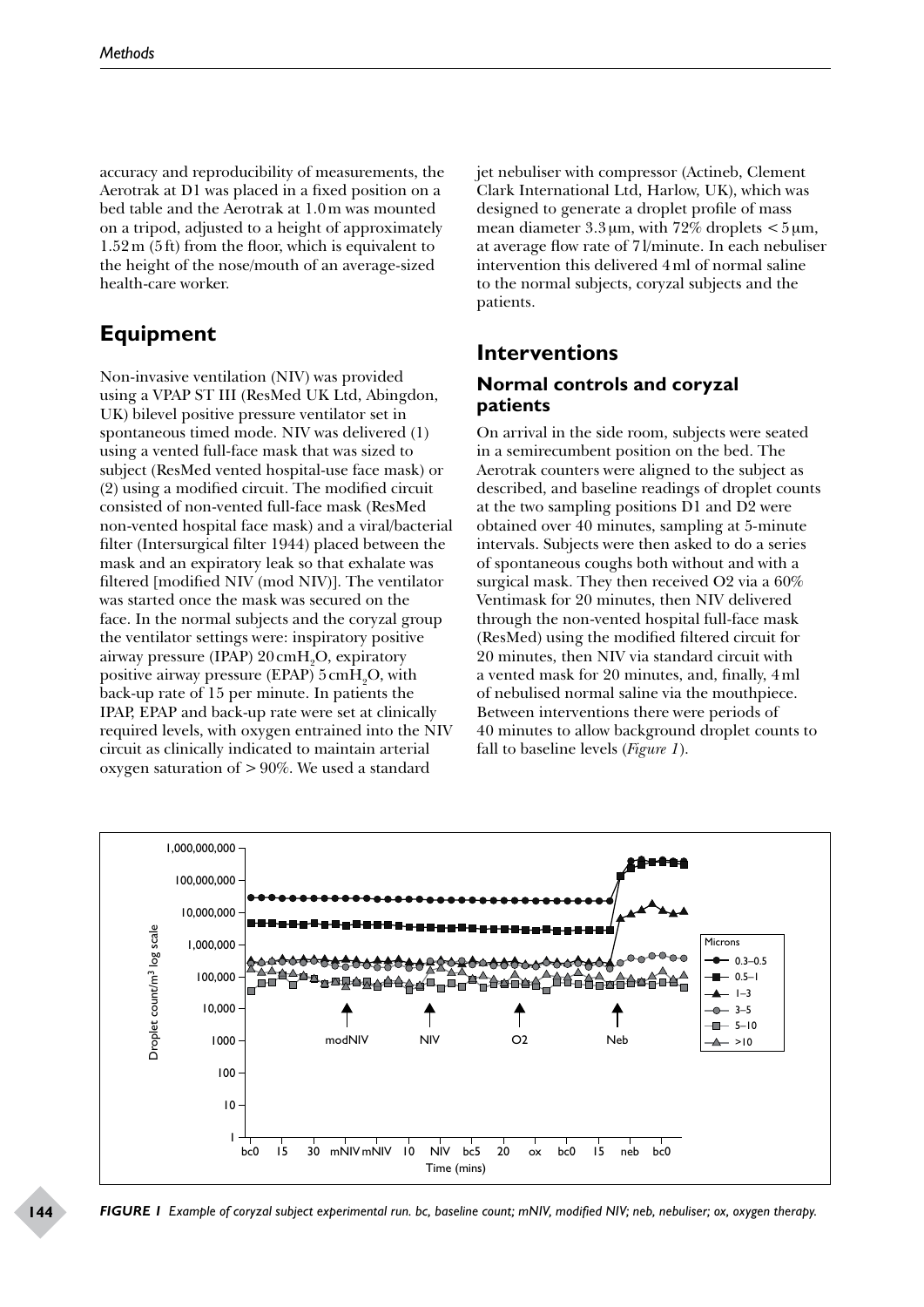accuracy and reproducibility of measurements, the Aerotrak at D1 was placed in a fixed position on a bed table and the Aerotrak at 1.0 m was mounted on a tripod, adjusted to a height of approximately 1.52 m (5 ft) from the floor, which is equivalent to the height of the nose/mouth of an average-sized health-care worker.

## Equipment

Non-invasive ventilation (NIV) was provided using a VPAP ST III (ResMed UK Ltd, Abingdon, UK) bilevel positive pressure ventilator set in spontaneous timed mode. NIV was delivered (1) using a vented full-face mask that was sized to subject (ResMed vented hospital-use face mask) or (2) using a modified circuit. The modified circuit consisted of non-vented full-face mask (ResMed non-vented hospital face mask) and a viral/bacterial filter (Intersurgical filter 1944) placed between the mask and an expiratory leak so that exhalate was filtered [modified NIV (mod NIV)]. The ventilator was started once the mask was secured on the face. In the normal subjects and the coryzal group the ventilator settings were: inspiratory positive airway pressure (IPAP) 20 $cmH_2O$, expiratory positive airway pressure (EPAP) 5 $cmH_2O$, with back-up rate of 15 per minute. In patients the IPAP, EPAP and back-up rate were set at clinically required levels, with oxygen entrained into the NIV circuit as clinically indicated to maintain arterial oxygen saturation of > 90%. We used a standard jet nebuliser with compressor (Actineb, Clement Clark International Ltd, Harlow, UK), which was designed to generate a droplet profile of mass mean diameter 3.3 μm, with 72% droplets < 5 μm, at average flow rate of 7 l/minute. In each nebuliser intervention this delivered 4 ml of normal saline to the normal subjects, coryzal subjects and the patients.

## Interventions

### Normal controls and coryzal patients

On arrival in the side room, subjects were seated in a semirecumbent position on the bed. The Aerotrak counters were aligned to the subject as described, and baseline readings of droplet counts at the two sampling positions D1 and D2 were obtained over 40 minutes, sampling at 5-minute intervals. Subjects were then asked to do a series of spontaneous coughs both without and with a surgical mask. They then received O2 via a 60% Ventimask for 20 minutes, then NIV delivered through the non-vented hospital full-face mask (ResMed) using the modified filtered circuit for 20 minutes, then NIV via standard circuit with a vented mask for 20 minutes, and, finally, 4 ml of nebulised normal saline via the mouthpiece. Between interventions there were periods of 40 minutes to allow background droplet counts to fall to baseline levels (*Figure 1*).

*FIGURE 1 Example of coryzal subject experimental run. bc, baseline count; mNIV, modified NIV; neb, nebuliser; ox, oxygen therapy.*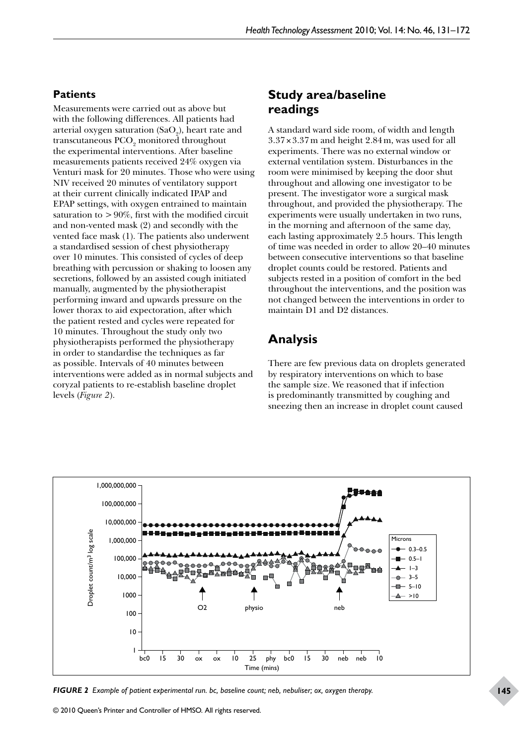### Patients

Measurements were carried out as above but with the following differences. All patients had arterial oxygen saturation ($SaO_2$), heart rate and transcutaneous $PCO_2$ monitored throughout the experimental interventions. After baseline measurements patients received 24% oxygen via Venturi mask for 20 minutes. Those who were using NIV received 20 minutes of ventilatory support at their current clinically indicated IPAP and EPAP settings, with oxygen entrained to maintain saturation to > 90%, first with the modified circuit and non-vented mask (2) and secondly with the vented face mask (1). The patients also underwent a standardised session of chest physiotherapy over 10 minutes. This consisted of cycles of deep breathing with percussion or shaking to loosen any secretions, followed by an assisted cough initiated manually, augmented by the physiotherapist performing inward and upwards pressure on the lower thorax to aid expectoration, after which the patient rested and cycles were repeated for 10 minutes. Throughout the study only two physiotherapists performed the physiotherapy in order to standardise the techniques as far as possible. Intervals of 40 minutes between interventions were added as in normal subjects and coryzal patients to re-establish baseline droplet levels (*Figure 2*).

## Study area/baseline readings

A standard ward side room, of width and length 3.37 × 3.37 m and height 2.84 m, was used for all experiments. There was no external window or external ventilation system. Disturbances in the room were minimised by keeping the door shut throughout and allowing one investigator to be present. The investigator wore a surgical mask throughout, and provided the physiotherapy. The experiments were usually undertaken in two runs, in the morning and afternoon of the same day, each lasting approximately 2.5 hours. This length of time was needed in order to allow 20–40 minutes between consecutive interventions so that baseline droplet counts could be restored. Patients and subjects rested in a position of comfort in the bed throughout the interventions, and the position was not changed between the interventions in order to maintain D1 and D2 distances.

## Analysis

There are few previous data on droplets generated by respiratory interventions on which to base the sample size. We reasoned that if infection is predominantly transmitted by coughing and sneezing then an increase in droplet count caused

***FIGURE 2*** *Example of patient experimental run. bc, baseline count; neb, nebuliser; ox, oxygen therapy.*

© 2010 Queen's Printer and Controller of HMSO. All rights reserved.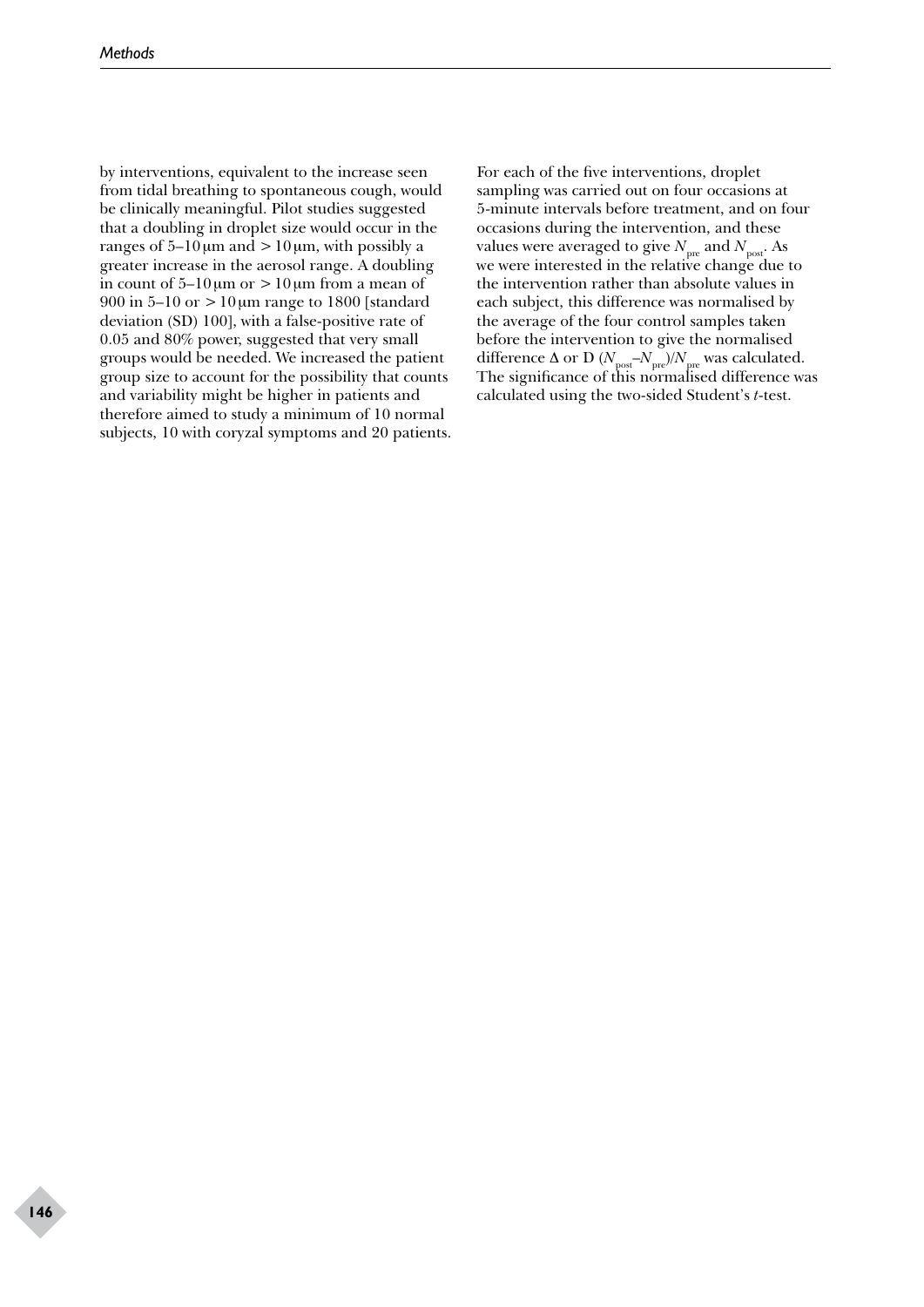by interventions, equivalent to the increase seen from tidal breathing to spontaneous cough, would be clinically meaningful. Pilot studies suggested that a doubling in droplet size would occur in the ranges of 5–10 μm and > 10 μm, with possibly a greater increase in the aerosol range. A doubling in count of 5–10 μm or > 10 μm from a mean of 900 in 5–10 or > 10 μm range to 1800 [standard deviation (SD) 100], with a false-positive rate of 0.05 and 80% power, suggested that very small groups would be needed. We increased the patient group size to account for the possibility that counts and variability might be higher in patients and therefore aimed to study a minimum of 10 normal subjects, 10 with coryzal symptoms and 20 patients.

For each of the five interventions, droplet sampling was carried out on four occasions at 5-minute intervals before treatment, and on four occasions during the intervention, and these values were averaged to give $N_{pre}$ and $N_{post}$. As we were interested in the relative change due to the intervention rather than absolute values in each subject, this difference was normalised by the average of the four control samples taken before the intervention to give the normalised difference Δ or D $(N_{post}–N_{pre})/N_{pre}$ was calculated. The significance of this normalised difference was calculated using the two-sided Student's *t*-test.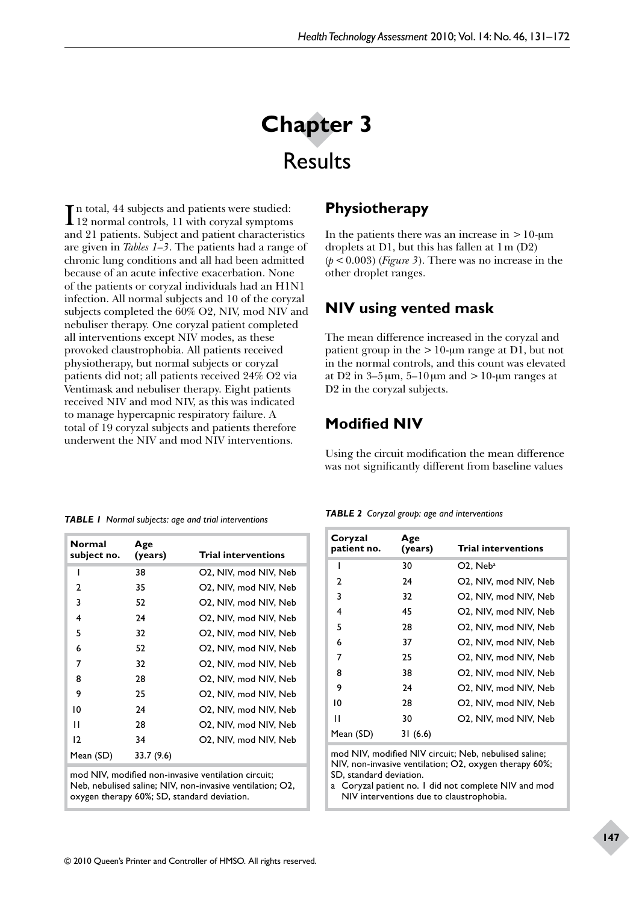# Chapter 3
## Results

In total, 44 subjects and patients were studied: 12 normal controls, 11 with coryzal symptoms and 21 patients. Subject and patient characteristics are given in *Tables 1–3*. The patients had a range of chronic lung conditions and all had been admitted because of an acute infective exacerbation. None of the patients or coryzal individuals had an H1N1 infection. All normal subjects and 10 of the coryzal subjects completed the 60% O2, NIV, mod NIV and nebuliser therapy. One coryzal patient completed all interventions except NIV modes, as these provoked claustrophobia. All patients received physiotherapy, but normal subjects or coryzal patients did not; all patients received 24% O2 via Ventimask and nebuliser therapy. Eight patients received NIV and mod NIV, as this was indicated to manage hypercapnic respiratory failure. A total of 19 coryzal subjects and patients therefore underwent the NIV and mod NIV interventions.

## Physiotherapy

In the patients there was an increase in > 10-μm droplets at D1, but this has fallen at 1 m (D2) ($p < 0.003$) (*Figure 3*). There was no increase in the other droplet ranges.

## NIV using vented mask

The mean difference increased in the coryzal and patient group in the > 10-μm range at D1, but not in the normal controls, and this count was elevated at D2 in 3–5 μm, 5–10 μm and > 10-μm ranges at D2 in the coryzal subjects.

## Modified NIV

Using the circuit modification the mean difference was not significantly different from baseline values

***TABLE 1*** *Normal subjects: age and trial interventions*

| Normal subject no. | Age (years) | Trial interventions |
|---|---|---|
| 1 | 38 | O2, NIV, mod NIV, Neb |
| 2 | 35 | O2, NIV, mod NIV, Neb |
| 3 | 52 | O2, NIV, mod NIV, Neb |
| 4 | 24 | O2, NIV, mod NIV, Neb |
| 5 | 32 | O2, NIV, mod NIV, Neb |
| 6 | 52 | O2, NIV, mod NIV, Neb |
| 7 | 32 | O2, NIV, mod NIV, Neb |
| 8 | 28 | O2, NIV, mod NIV, Neb |
| 9 | 25 | O2, NIV, mod NIV, Neb |
| 10 | 24 | O2, NIV, mod NIV, Neb |
| 11 | 28 | O2, NIV, mod NIV, Neb |
| 12 | 34 | O2, NIV, mod NIV, Neb |
| Mean (SD) | 33.7 (9.6) | |

mod NIV, modified non-invasive ventilation circuit; Neb, nebulised saline; NIV, non-invasive ventilation; O2, oxygen therapy 60%; SD, standard deviation.

***TABLE 2*** *Coryzal group: age and interventions*

| Coryzal patient no. | Age (years) | Trial interventions |
|---|---|---|
| 1 | 30 | O2, Neb[a] |
| 2 | 24 | O2, NIV, mod NIV, Neb |
| 3 | 32 | O2, NIV, mod NIV, Neb |
| 4 | 45 | O2, NIV, mod NIV, Neb |
| 5 | 28 | O2, NIV, mod NIV, Neb |
| 6 | 37 | O2, NIV, mod NIV, Neb |
| 7 | 25 | O2, NIV, mod NIV, Neb |
| 8 | 38 | O2, NIV, mod NIV, Neb |
| 9 | 24 | O2, NIV, mod NIV, Neb |
| 10 | 28 | O2, NIV, mod NIV, Neb |
| 11 | 30 | O2, NIV, mod NIV, Neb |
| Mean (SD) | 31 (6.6) | |

mod NIV, modified NIV circuit; Neb, nebulised saline; NIV, non-invasive ventilation; O2, oxygen therapy 60%; SD, standard deviation.

a Coryzal patient no. 1 did not complete NIV and mod NIV interventions due to claustrophobia.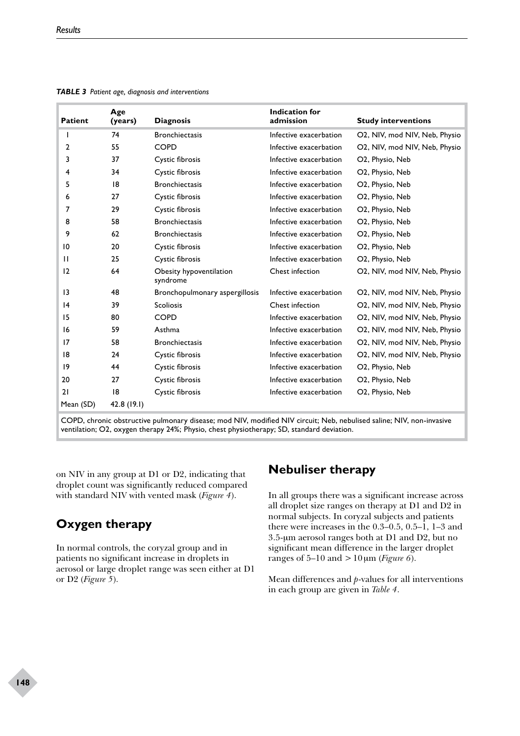**TABLE 3** *Patient age, diagnosis and interventions*

| Patient | Age (years) | Diagnosis | Indication for admission | Study interventions |
|---|---|---|---|---|
| 1 | 74 | Bronchiectasis | Infective exacerbation | O2, NIV, mod NIV, Neb, Physio |
| 2 | 55 | COPD | Infective exacerbation | O2, NIV, mod NIV, Neb, Physio |
| 3 | 37 | Cystic fibrosis | Infective exacerbation | O2, Physio, Neb |
| 4 | 34 | Cystic fibrosis | Infective exacerbation | O2, Physio, Neb |
| 5 | 18 | Bronchiectasis | Infective exacerbation | O2, Physio, Neb |
| 6 | 27 | Cystic fibrosis | Infective exacerbation | O2, Physio, Neb |
| 7 | 29 | Cystic fibrosis | Infective exacerbation | O2, Physio, Neb |
| 8 | 58 | Bronchiectasis | Infective exacerbation | O2, Physio, Neb |
| 9 | 62 | Bronchiectasis | Infective exacerbation | O2, Physio, Neb |
| 10 | 20 | Cystic fibrosis | Infective exacerbation | O2, Physio, Neb |
| 11 | 25 | Cystic fibrosis | Infective exacerbation | O2, Physio, Neb |
| 12 | 64 | Obesity hypoventilation syndrome | Chest infection | O2, NIV, mod NIV, Neb, Physio |
| 13 | 48 | Bronchopulmonary aspergillosis | Infective exacerbation | O2, NIV, mod NIV, Neb, Physio |
| 14 | 39 | Scoliosis | Chest infection | O2, NIV, mod NIV, Neb, Physio |
| 15 | 80 | COPD | Infective exacerbation | O2, NIV, mod NIV, Neb, Physio |
| 16 | 59 | Asthma | Infective exacerbation | O2, NIV, mod NIV, Neb, Physio |
| 17 | 58 | Bronchiectasis | Infective exacerbation | O2, NIV, mod NIV, Neb, Physio |
| 18 | 24 | Cystic fibrosis | Infective exacerbation | O2, NIV, mod NIV, Neb, Physio |
| 19 | 44 | Cystic fibrosis | Infective exacerbation | O2, Physio, Neb |
| 20 | 27 | Cystic fibrosis | Infective exacerbation | O2, Physio, Neb |
| 21 | 18 | Cystic fibrosis | Infective exacerbation | O2, Physio, Neb |
| Mean (SD) | 42.8 (19.1) | | | |

COPD, chronic obstructive pulmonary disease; mod NIV, modified NIV circuit; Neb, nebulised saline; NIV, non-invasive ventilation; O2, oxygen therapy 24%; Physio, chest physiotherapy; SD, standard deviation.

on NIV in any group at D1 or D2, indicating that droplet count was significantly reduced compared with standard NIV with vented mask (*Figure 4*).

## Oxygen therapy

In normal controls, the coryzal group and in patients no significant increase in droplets in aerosol or large droplet range was seen either at D1 or D2 (*Figure 5*).

## Nebuliser therapy

In all groups there was a significant increase across all droplet size ranges on therapy at D1 and D2 in normal subjects. In coryzal subjects and patients there were increases in the 0.3–0.5, 0.5–1, 1–3 and 3.5-μm aerosol ranges both at D1 and D2, but no significant mean difference in the larger droplet ranges of 5–10 and > 10 μm (*Figure 6*).

Mean differences and *p*-values for all interventions in each group are given in *Table 4*.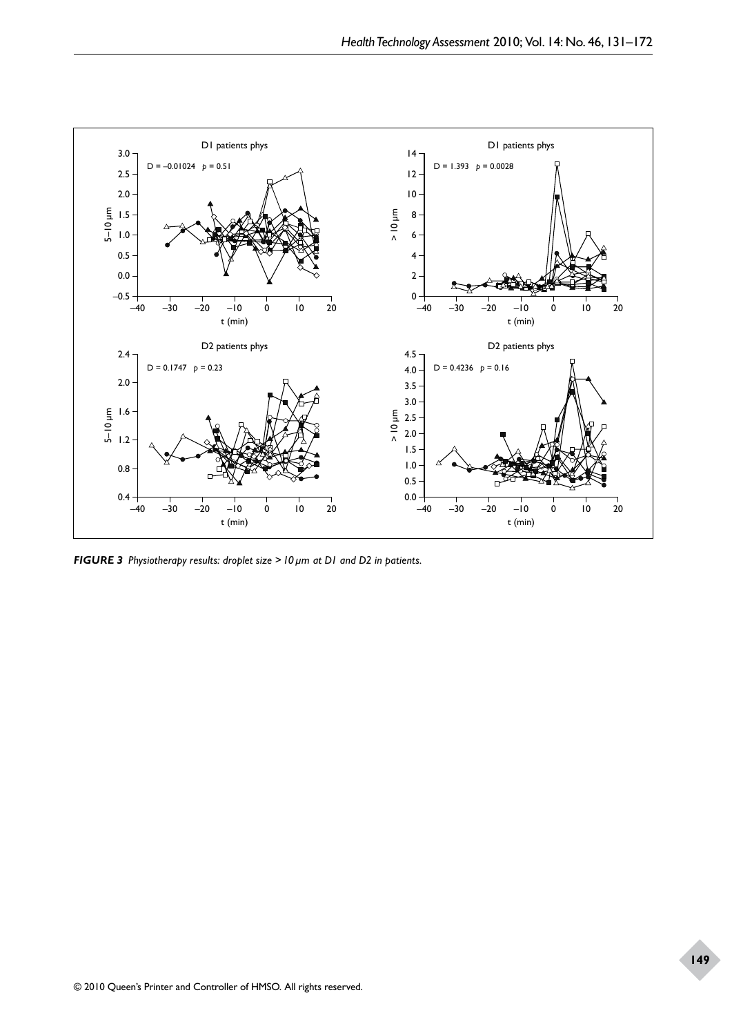**FIGURE 3** *Physiotherapy results: droplet size > 10 µm at D1 and D2 in patients.*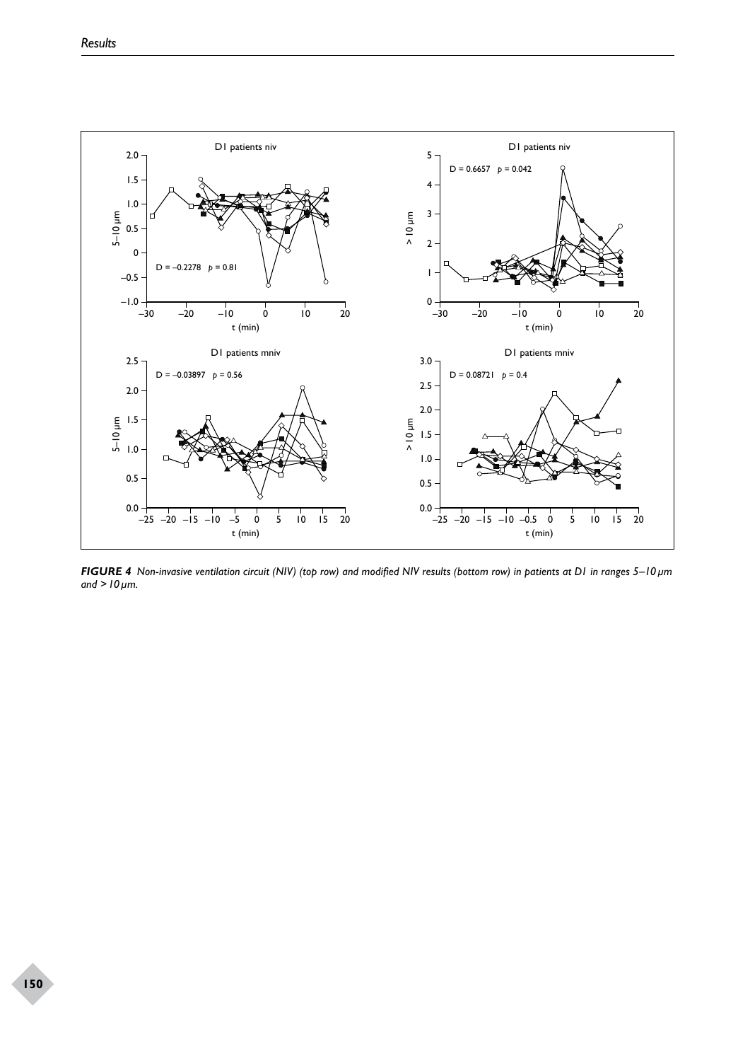**FIGURE 4** *Non-invasive ventilation circuit (NIV) (top row) and modified NIV results (bottom row) in patients at D1 in ranges 5–10 μm and > 10 μm.*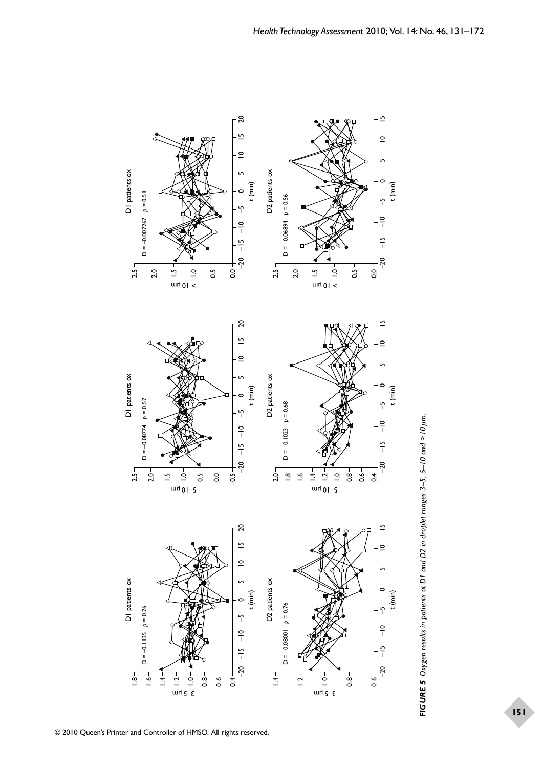**FIGURE 5** *Oxygen results in patients at D1 and D2 in droplet ranges 3–5, 5–10 and >10 μm.*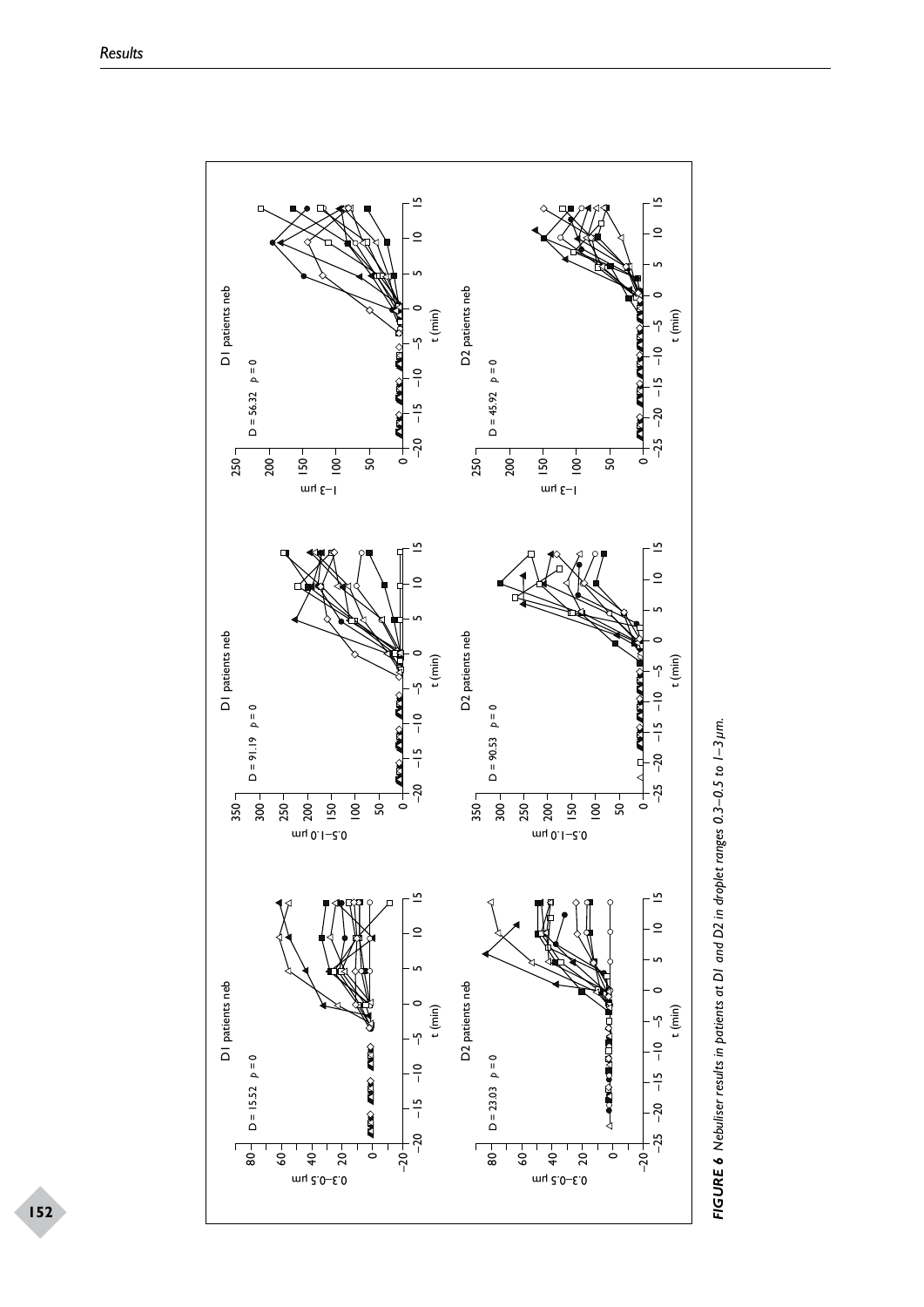**FIGURE 6** *Nebuliser results in patients at D1 and D2 in droplet ranges 0.3–0.5 to 1–3 μm.*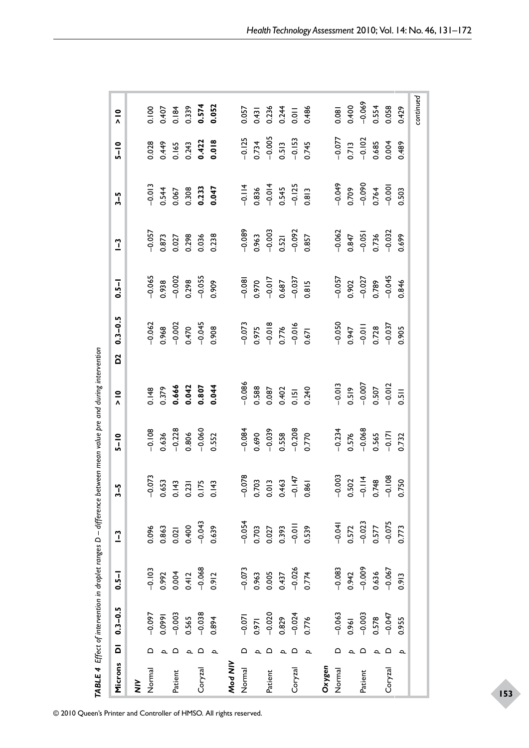**TABLE 4** *Effect of intervention in droplet ranges D – difference between mean value pre and during intervention*

| Microns | | D1 0.3–0.5 | 0.5–1 | 1–3 | 3–5 | 5–10 | >10 | D2 0.3–0.5 | 0.5–1 | 1–3 | 3–5 | 5–10 | >10 |
|---|---|---|---|---|---|---|---|---|---|---|---|---|---|
| **NIV** | | | | | | | | | | | | | |
| Normal | D | −0.097 | −0.103 | 0.096 | −0.073 | −0.108 | 0.148 | −0.062 | −0.065 | −0.057 | −0.013 | 0.028 | 0.100 |
| | *p* | 0.0991 | 0.992 | 0.863 | 0.653 | 0.636 | 0.379 | 0.968 | 0.938 | 0.873 | 0.544 | 0.449 | 0.407 |
| Patient | D | −0.003 | 0.004 | 0.021 | 0.143 | −0.228 | **0.666** | −0.002 | −0.002 | 0.027 | 0.067 | 0.165 | 0.184 |
| | *p* | 0.565 | 0.412 | 0.400 | 0.231 | 0.806 | **0.042** | 0.470 | 0.298 | 0.298 | 0.308 | 0.243 | 0.339 |
| Coryzal | D | −0.038 | −0.068 | −0.043 | 0.175 | −0.060 | **0.807** | −0.045 | −0.055 | 0.036 | **0.233** | **0.422** | **0.574** |
| | *p* | 0.894 | 0.912 | 0.639 | 0.143 | 0.552 | **0.044** | 0.908 | 0.909 | 0.238 | **0.047** | **0.018** | **0.052** |
| **Mod NIV** | | | | | | | | | | | | | |
| Normal | D | −0.071 | −0.073 | −0.054 | −0.078 | −0.084 | −0.086 | −0.073 | −0.081 | −0.089 | −0.114 | −0.125 | 0.057 |
| | *p* | 0.971 | 0.963 | 0.703 | 0.703 | 0.690 | 0.588 | 0.975 | 0.970 | 0.963 | 0.836 | 0.734 | 0.431 |
| Patient | D | −0.020 | 0.005 | 0.027 | 0.013 | −0.039 | 0.087 | −0.018 | −0.017 | −0.003 | −0.014 | −0.005 | 0.236 |
| | *p* | 0.829 | 0.437 | 0.393 | 0.463 | 0.558 | 0.402 | 0.776 | 0.687 | 0.521 | 0.545 | 0.513 | 0.244 |
| Coryzal | D | −0.024 | −0.026 | −0.011 | −0.147 | −0.208 | 0.151 | −0.016 | −0.037 | −0.092 | −0.125 | −0.153 | 0.011 |
| | *p* | 0.776 | 0.774 | 0.539 | 0.861 | 0.770 | 0.240 | 0.671 | 0.815 | 0.857 | 0.813 | 0.745 | 0.486 |
| **Oxygen** | | | | | | | | | | | | | |
| Normal | D | −0.063 | −0.083 | −0.041 | −0.003 | −0.234 | −0.013 | −0.050 | −0.057 | −0.062 | −0.049 | −0.077 | 0.081 |
| | *p* | 0.961 | 0.942 | 0.572 | 0.502 | 0.576 | 0.519 | 0.947 | 0.902 | 0.847 | 0.709 | 0.713 | 0.400 |
| Patient | D | −0.003 | −0.009 | −0.023 | −0.114 | −0.068 | −0.007 | −0.011 | −0.027 | −0.051 | −0.090 | −0.102 | −0.069 |
| | *p* | 0.578 | 0.636 | 0.577 | 0.748 | 0.565 | 0.507 | 0.728 | 0.789 | 0.736 | 0.764 | 0.685 | 0.554 |
| Coryzal | D | −0.047 | −0.067 | −0.075 | −0.108 | −0.171 | −0.012 | −0.037 | −0.045 | −0.032 | −0.001 | 0.004 | 0.058 |
| | *p* | 0.955 | 0.913 | 0.773 | 0.750 | 0.732 | 0.511 | 0.905 | 0.846 | 0.699 | 0.503 | 0.489 | 0.429 |

*continued*

© 2010 Queen's Printer and Controller of HMSO. All rights reserved.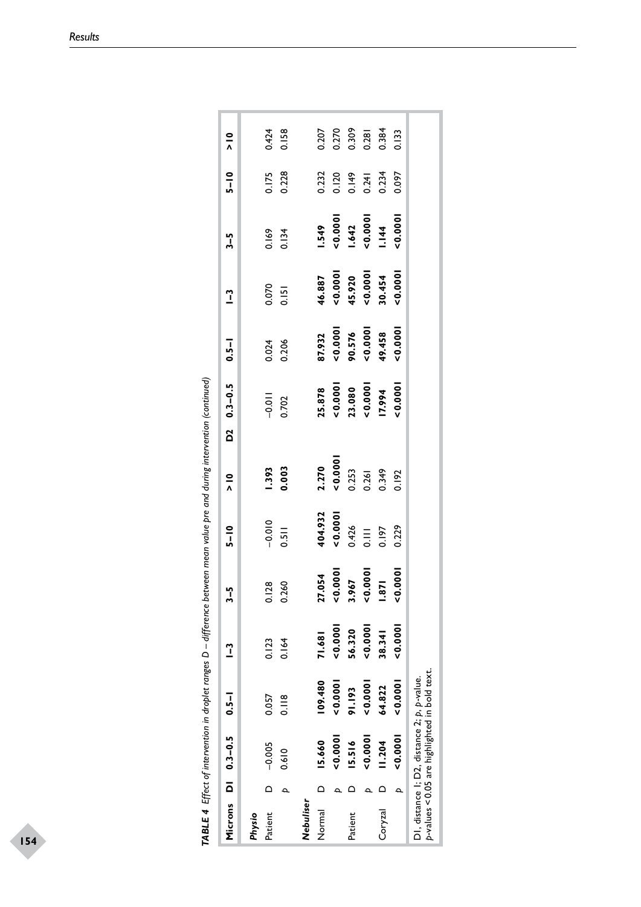**TABLE 4** *Effect of intervention in droplet ranges D – difference between mean value pre and during intervention (continued)*

| Microns | D1 | 0.3–0.5 | 0.5–1 | 1–3 | 3–5 | 5–10 | > 10 | D2 | 0.3–0.5 | 0.5–1 | 1–3 | 3–5 | 5–10 | > 10 |
|---|---|---|---|---|---|---|---|---|---|---|---|---|---|---|
| ***Physio*** | | | | | | | | | | | | | | |
| Patient | D | –0.005 | 0.057 | 0.123 | 0.128 | –0.010 | **1.393** | | –0.011 | 0.024 | 0.070 | 0.169 | 0.175 | 0.424 |
| | *p* | 0.610 | 0.118 | 0.164 | 0.260 | 0.511 | **0.003** | | 0.702 | 0.206 | 0.151 | 0.134 | 0.228 | 0.158 |
| ***Nebuliser*** | | | | | | | | | | | | | | |
| Normal | D | **15.660** | **109.480** | **71.681** | **27.054** | **404.932** | **2.270** | | **25.878** | **87.932** | **46.887** | **1.549** | 0.232 | 0.207 |
| | *p* | **< 0.0001** | **< 0.0001** | **< 0.0001** | **< 0.0001** | **< 0.0001** | **< 0.0001** | | **< 0.0001** | **< 0.0001** | **< 0.0001** | **< 0.0001** | 0.120 | 0.270 |
| Patient | D | **15.516** | **91.193** | **56.320** | **3.967** | 0.426 | 0.253 | | **23.080** | **90.576** | **45.920** | **1.642** | 0.149 | 0.309 |
| | *p* | **< 0.0001** | **< 0.0001** | **< 0.0001** | **< 0.0001** | 0.111 | 0.261 | | **< 0.0001** | **< 0.0001** | **< 0.0001** | **< 0.0001** | 0.241 | 0.281 |
| Coryzal | D | **11.204** | **64.822** | **38.341** | **1.871** | 0.197 | 0.349 | | **17.994** | **49.458** | **30.454** | **1.144** | 0.234 | 0.384 |
| | *p* | **< 0.0001** | **< 0.0001** | **< 0.0001** | **< 0.0001** | 0.229 | 0.192 | | **< 0.0001** | **< 0.0001** | **< 0.0001** | **< 0.0001** | 0.097 | 0.133 |

D1, distance 1; D2, distance 2; *p*, *p*-value.
*p*-values < 0.05 are highlighted in bold text.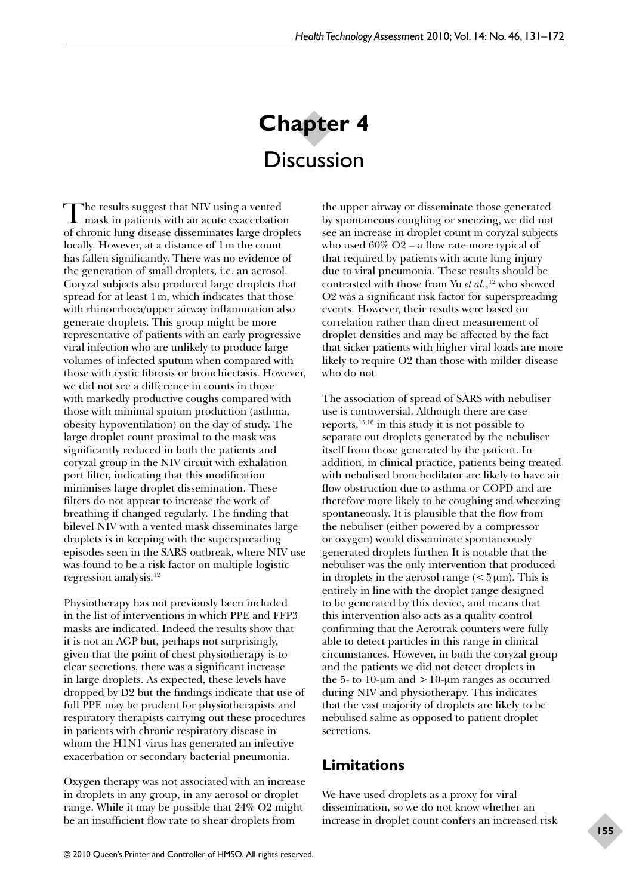# Chapter 4
## Discussion

The results suggest that NIV using a vented mask in patients with an acute exacerbation of chronic lung disease disseminates large droplets locally. However, at a distance of 1 m the count has fallen significantly. There was no evidence of the generation of small droplets, i.e. an aerosol. Coryzal subjects also produced large droplets that spread for at least 1 m, which indicates that those with rhinorrhoea/upper airway inflammation also generate droplets. This group might be more representative of patients with an early progressive viral infection who are unlikely to produce large volumes of infected sputum when compared with those with cystic fibrosis or bronchiectasis. However, we did not see a difference in counts in those with markedly productive coughs compared with those with minimal sputum production (asthma, obesity hypoventilation) on the day of study. The large droplet count proximal to the mask was significantly reduced in both the patients and coryzal group in the NIV circuit with exhalation port filter, indicating that this modification minimises large droplet dissemination. These filters do not appear to increase the work of breathing if changed regularly. The finding that bilevel NIV with a vented mask disseminates large droplets is in keeping with the superspreading episodes seen in the SARS outbreak, where NIV use was found to be a risk factor on multiple logistic regression analysis.[12]

Physiotherapy has not previously been included in the list of interventions in which PPE and FFP3 masks are indicated. Indeed the results show that it is not an AGP but, perhaps not surprisingly, given that the point of chest physiotherapy is to clear secretions, there was a significant increase in large droplets. As expected, these levels have dropped by D2 but the findings indicate that use of full PPE may be prudent for physiotherapists and respiratory therapists carrying out these procedures in patients with chronic respiratory disease in whom the H1N1 virus has generated an infective exacerbation or secondary bacterial pneumonia.

Oxygen therapy was not associated with an increase in droplets in any group, in any aerosol or droplet range. While it may be possible that 24% $O_2$ might be an insufficient flow rate to shear droplets from the upper airway or disseminate those generated by spontaneous coughing or sneezing, we did not see an increase in droplet count in coryzal subjects who used 60% $O_2$ – a flow rate more typical of that required by patients with acute lung injury due to viral pneumonia. These results should be contrasted with those from Yu *et al.*,[12] who showed $O_2$ was a significant risk factor for superspreading events. However, their results were based on correlation rather than direct measurement of droplet densities and may be affected by the fact that sicker patients with higher viral loads are more likely to require $O_2$ than those with milder disease who do not.

The association of spread of SARS with nebuliser use is controversial. Although there are case reports,[15,16] in this study it is not possible to separate out droplets generated by the nebuliser itself from those generated by the patient. In addition, in clinical practice, patients being treated with nebulised bronchodilator are likely to have air flow obstruction due to asthma or COPD and are therefore more likely to be coughing and wheezing spontaneously. It is plausible that the flow from the nebuliser (either powered by a compressor or oxygen) would disseminate spontaneously generated droplets further. It is notable that the nebuliser was the only intervention that produced in droplets in the aerosol range (< 5 μm). This is entirely in line with the droplet range designed to be generated by this device, and means that this intervention also acts as a quality control confirming that the Aerotrak counters were fully able to detect particles in this range in clinical circumstances. However, in both the coryzal group and the patients we did not detect droplets in the 5- to 10-μm and > 10-μm ranges as occurred during NIV and physiotherapy. This indicates that the vast majority of droplets are likely to be nebulised saline as opposed to patient droplet secretions.

### Limitations

We have used droplets as a proxy for viral dissemination, so we do not know whether an increase in droplet count confers an increased risk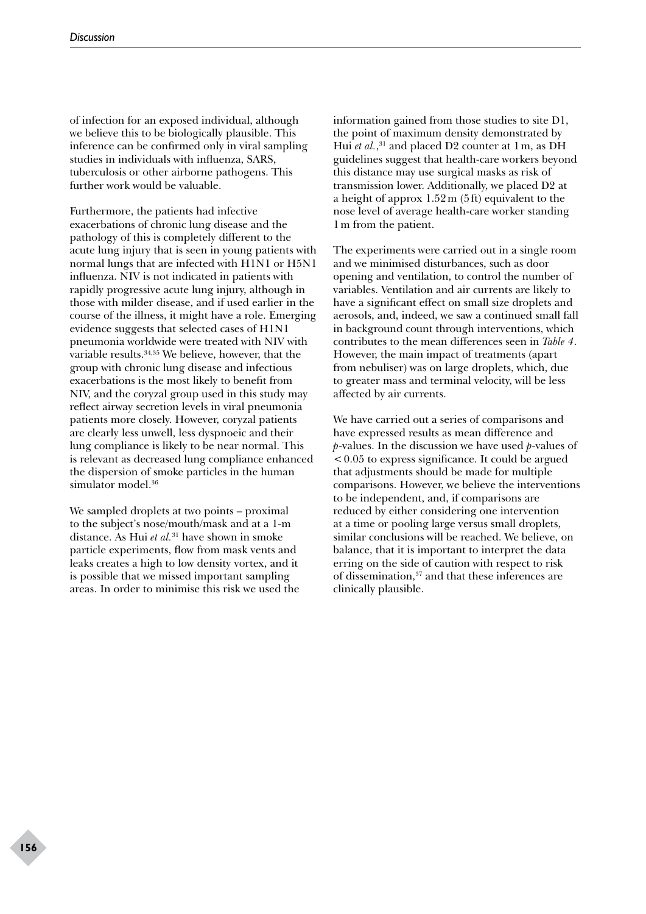of infection for an exposed individual, although we believe this to be biologically plausible. This inference can be confirmed only in viral sampling studies in individuals with influenza, SARS, tuberculosis or other airborne pathogens. This further work would be valuable.

Furthermore, the patients had infective exacerbations of chronic lung disease and the pathology of this is completely different to the acute lung injury that is seen in young patients with normal lungs that are infected with H1N1 or H5N1 influenza. NIV is not indicated in patients with rapidly progressive acute lung injury, although in those with milder disease, and if used earlier in the course of the illness, it might have a role. Emerging evidence suggests that selected cases of H1N1 pneumonia worldwide were treated with NIV with variable results.[34,35] We believe, however, that the group with chronic lung disease and infectious exacerbations is the most likely to benefit from NIV, and the coryzal group used in this study may reflect airway secretion levels in viral pneumonia patients more closely. However, coryzal patients are clearly less unwell, less dyspnoeic and their lung compliance is likely to be near normal. This is relevant as decreased lung compliance enhanced the dispersion of smoke particles in the human simulator model.[36]

We sampled droplets at two points – proximal to the subject's nose/mouth/mask and at a 1-m distance. As Hui *et al.*[31] have shown in smoke particle experiments, flow from mask vents and leaks creates a high to low density vortex, and it is possible that we missed important sampling areas. In order to minimise this risk we used the information gained from those studies to site D1, the point of maximum density demonstrated by Hui *et al.*,[31] and placed D2 counter at 1 m, as DH guidelines suggest that health-care workers beyond this distance may use surgical masks as risk of transmission lower. Additionally, we placed D2 at a height of approx 1.52 m (5 ft) equivalent to the nose level of average health-care worker standing 1 m from the patient.

The experiments were carried out in a single room and we minimised disturbances, such as door opening and ventilation, to control the number of variables. Ventilation and air currents are likely to have a significant effect on small size droplets and aerosols, and, indeed, we saw a continued small fall in background count through interventions, which contributes to the mean differences seen in *Table 4*. However, the main impact of treatments (apart from nebuliser) was on large droplets, which, due to greater mass and terminal velocity, will be less affected by air currents.

We have carried out a series of comparisons and have expressed results as mean difference and $p$-values. In the discussion we have used $p$-values of $< 0.05$ to express significance. It could be argued that adjustments should be made for multiple comparisons. However, we believe the interventions to be independent, and, if comparisons are reduced by either considering one intervention at a time or pooling large versus small droplets, similar conclusions will be reached. We believe, on balance, that it is important to interpret the data erring on the side of caution with respect to risk of dissemination,[37] and that these inferences are clinically plausible.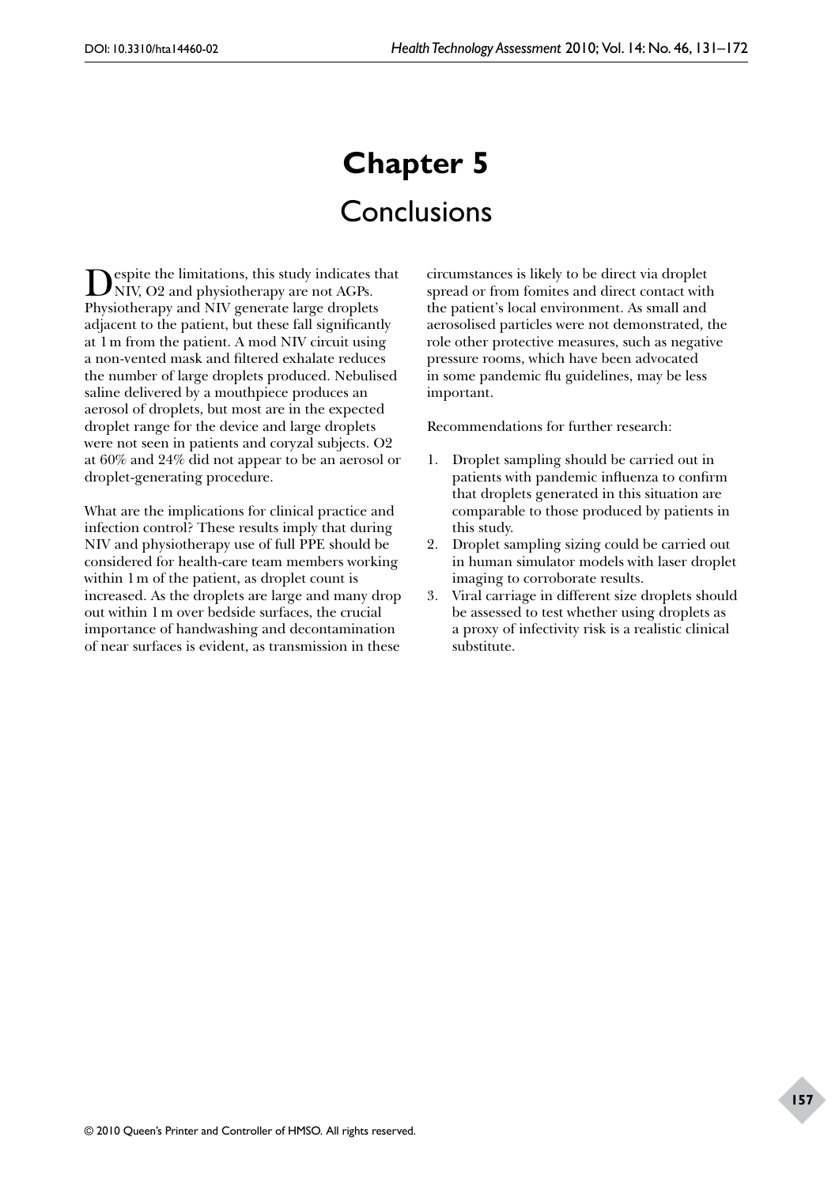# Chapter 5

# Conclusions

Despite the limitations, this study indicates that NIV, O2 and physiotherapy are not AGPs. Physiotherapy and NIV generate large droplets adjacent to the patient, but these fall significantly at 1 m from the patient. A mod NIV circuit using a non-vented mask and filtered exhalate reduces the number of large droplets produced. Nebulised saline delivered by a mouthpiece produces an aerosol of droplets, but most are in the expected droplet range for the device and large droplets were not seen in patients and coryzal subjects. O2 at 60% and 24% did not appear to be an aerosol or droplet-generating procedure.

What are the implications for clinical practice and infection control? These results imply that during NIV and physiotherapy use of full PPE should be considered for health-care team members working within 1 m of the patient, as droplet count is increased. As the droplets are large and many drop out within 1 m over bedside surfaces, the crucial importance of handwashing and decontamination of near surfaces is evident, as transmission in these circumstances is likely to be direct via droplet spread or from fomites and direct contact with the patient's local environment. As small and aerosolised particles were not demonstrated, the role other protective measures, such as negative pressure rooms, which have been advocated in some pandemic flu guidelines, may be less important.

Recommendations for further research:

1. Droplet sampling should be carried out in patients with pandemic influenza to confirm that droplets generated in this situation are comparable to those produced by patients in this study.
2. Droplet sampling sizing could be carried out in human simulator models with laser droplet imaging to corroborate results.
3. Viral carriage in different size droplets should be assessed to test whether using droplets as a proxy of infectivity risk is a realistic clinical substitute.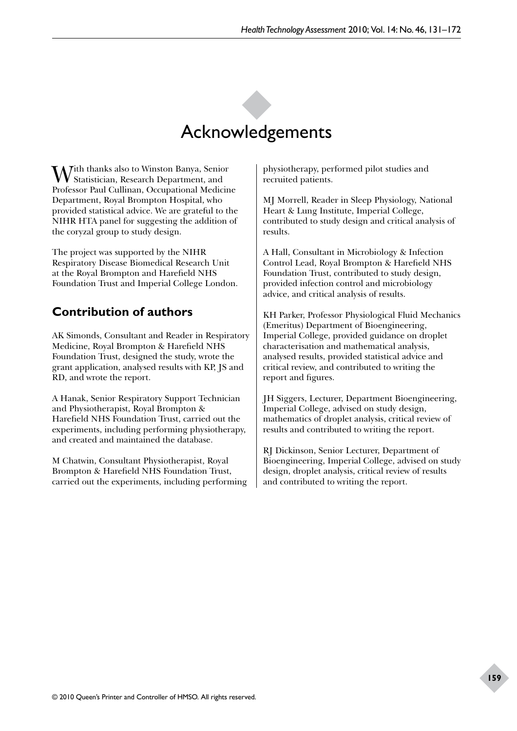# Acknowledgements

With thanks also to Winston Banya, Senior Statistician, Research Department, and Professor Paul Cullinan, Occupational Medicine Department, Royal Brompton Hospital, who provided statistical advice. We are grateful to the NIHR HTA panel for suggesting the addition of the coryzal group to study design.

The project was supported by the NIHR Respiratory Disease Biomedical Research Unit at the Royal Brompton and Harefield NHS Foundation Trust and Imperial College London.

## Contribution of authors

AK Simonds, Consultant and Reader in Respiratory Medicine, Royal Brompton & Harefield NHS Foundation Trust, designed the study, wrote the grant application, analysed results with KP, JS and RD, and wrote the report.

A Hanak, Senior Respiratory Support Technician and Physiotherapist, Royal Brompton & Harefield NHS Foundation Trust, carried out the experiments, including performing physiotherapy, and created and maintained the database.

M Chatwin, Consultant Physiotherapist, Royal Brompton & Harefield NHS Foundation Trust, carried out the experiments, including performing physiotherapy, performed pilot studies and recruited patients.

MJ Morrell, Reader in Sleep Physiology, National Heart & Lung Institute, Imperial College, contributed to study design and critical analysis of results.

A Hall, Consultant in Microbiology & Infection Control Lead, Royal Brompton & Harefield NHS Foundation Trust, contributed to study design, provided infection control and microbiology advice, and critical analysis of results.

KH Parker, Professor Physiological Fluid Mechanics (Emeritus) Department of Bioengineering, Imperial College, provided guidance on droplet characterisation and mathematical analysis, analysed results, provided statistical advice and critical review, and contributed to writing the report and figures.

JH Siggers, Lecturer, Department Bioengineering, Imperial College, advised on study design, mathematics of droplet analysis, critical review of results and contributed to writing the report.

RJ Dickinson, Senior Lecturer, Department of Bioengineering, Imperial College, advised on study design, droplet analysis, critical review of results and contributed to writing the report.

© 2010 Queen's Printer and Controller of HMSO. All rights reserved.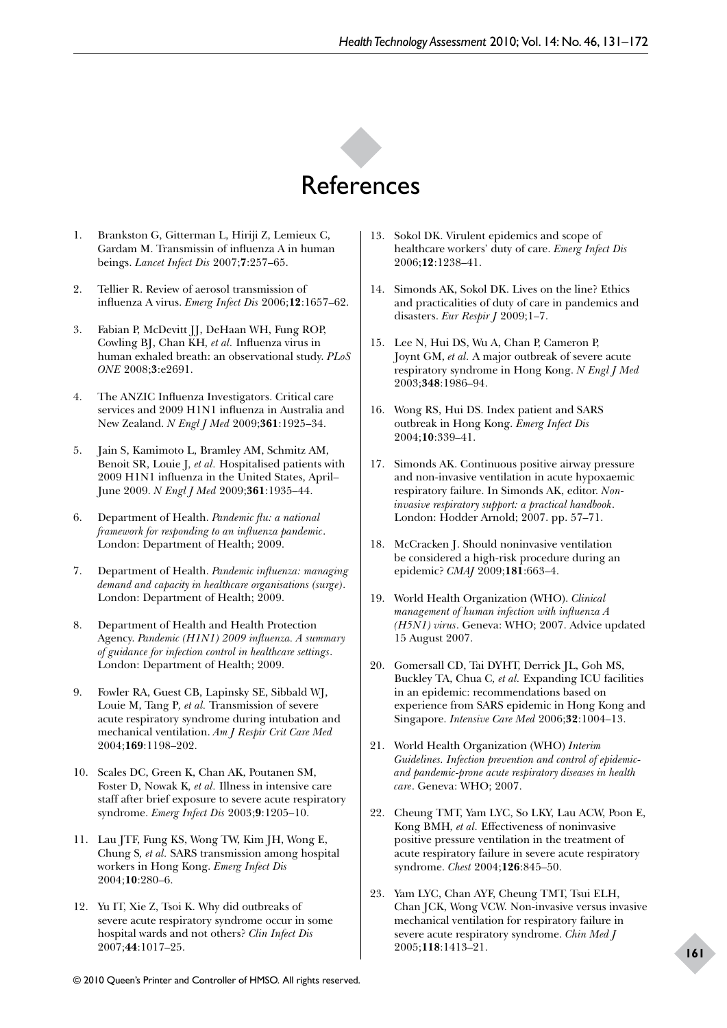# References

1. Brankston G, Gitterman L, Hiriji Z, Lemieux C, Gardam M. Transmissin of influenza A in human beings. *Lancet Infect Dis* 2007;**7**:257–65.
2. Tellier R. Review of aerosol transmission of influenza A virus. *Emerg Infect Dis* 2006;**12**:1657–62.
3. Fabian P, McDevitt JJ, DeHaan WH, Fung ROP, Cowling BJ, Chan KH, *et al.* Influenza virus in human exhaled breath: an observational study. *PLoS ONE* 2008;**3**:e2691.
4. The ANZIC Influenza Investigators. Critical care services and 2009 H1N1 influenza in Australia and New Zealand. *N Engl J Med* 2009;**361**:1925–34.
5. Jain S, Kamimoto L, Bramley AM, Schmitz AM, Benoit SR, Louie J, *et al.* Hospitalised patients with 2009 H1N1 influenza in the United States, April–June 2009. *N Engl J Med* 2009;**361**:1935–44.
6. Department of Health. *Pandemic flu: a national framework for responding to an influenza pandemic*. London: Department of Health; 2009.
7. Department of Health. *Pandemic influenza: managing demand and capacity in healthcare organisations (surge)*. London: Department of Health; 2009.
8. Department of Health and Health Protection Agency. *Pandemic (H1N1) 2009 influenza. A summary of guidance for infection control in healthcare settings*. London: Department of Health; 2009.
9. Fowler RA, Guest CB, Lapinsky SE, Sibbald WJ, Louie M, Tang P, *et al.* Transmission of severe acute respiratory syndrome during intubation and mechanical ventilation. *Am J Respir Crit Care Med* 2004;**169**:1198–202.
10. Scales DC, Green K, Chan AK, Poutanen SM, Foster D, Nowak K, *et al.* Illness in intensive care staff after brief exposure to severe acute respiratory syndrome. *Emerg Infect Dis* 2003;**9**:1205–10.
11. Lau JTF, Fung KS, Wong TW, Kim JH, Wong E, Chung S, *et al.* SARS transmission among hospital workers in Hong Kong. *Emerg Infect Dis* 2004;**10**:280–6.
12. Yu IT, Xie Z, Tsoi K. Why did outbreaks of severe acute respiratory syndrome occur in some hospital wards and not others? *Clin Infect Dis* 2007;**44**:1017–25.
13. Sokol DK. Virulent epidemics and scope of healthcare workers' duty of care. *Emerg Infect Dis* 2006;**12**:1238–41.
14. Simonds AK, Sokol DK. Lives on the line? Ethics and practicalities of duty of care in pandemics and disasters. *Eur Respir J* 2009;1–7.
15. Lee N, Hui DS, Wu A, Chan P, Cameron P, Joynt GM, *et al.* A major outbreak of severe acute respiratory syndrome in Hong Kong. *N Engl J Med* 2003;**348**:1986–94.
16. Wong RS, Hui DS. Index patient and SARS outbreak in Hong Kong. *Emerg Infect Dis* 2004;**10**:339–41.
17. Simonds AK. Continuous positive airway pressure and non-invasive ventilation in acute hypoxaemic respiratory failure. In Simonds AK, editor. *Non-invasive respiratory support: a practical handbook*. London: Hodder Arnold; 2007. pp. 57–71.
18. McCracken J. Should noninvasive ventilation be considered a high-risk procedure during an epidemic? *CMAJ* 2009;**181**:663–4.
19. World Health Organization (WHO). *Clinical management of human infection with influenza A (H5N1) virus*. Geneva: WHO; 2007. Advice updated 15 August 2007.
20. Gomersall CD, Tai DYHT, Derrick JL, Goh MS, Buckley TA, Chua C, *et al.* Expanding ICU facilities in an epidemic: recommendations based on experience from SARS epidemic in Hong Kong and Singapore. *Intensive Care Med* 2006;**32**:1004–13.
21. World Health Organization (WHO) *Interim Guidelines. Infection prevention and control of epidemic- and pandemic-prone acute respiratory diseases in health care*. Geneva: WHO; 2007.
22. Cheung TMT, Yam LYC, So LKY, Lau ACW, Poon E, Kong BMH, *et al.* Effectiveness of noninvasive positive pressure ventilation in the treatment of acute respiratory failure in severe acute respiratory syndrome. *Chest* 2004;**126**:845–50.
23. Yam LYC, Chan AYF, Cheung TMT, Tsui ELH, Chan JCK, Wong VCW. Non-invasive versus invasive mechanical ventilation for respiratory failure in severe acute respiratory syndrome. *Chin Med J* 2005;**118**:1413–21.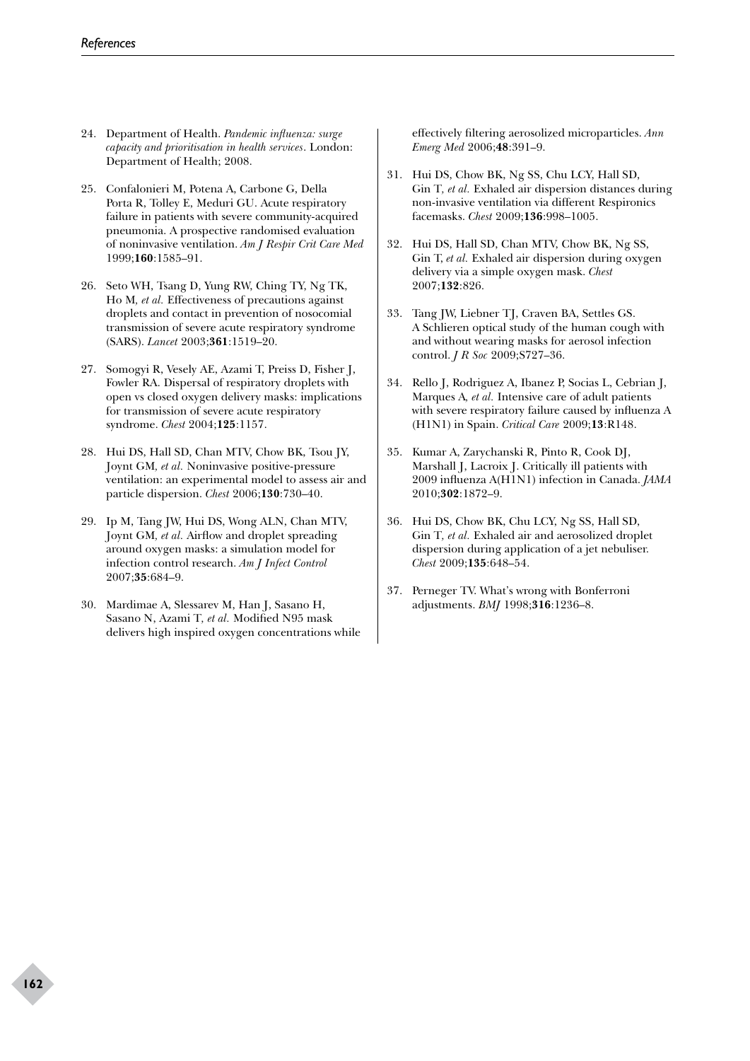24. Department of Health. *Pandemic influenza: surge capacity and prioritisation in health services*. London: Department of Health; 2008.

25. Confalonieri M, Potena A, Carbone G, Della Porta R, Tolley E, Meduri GU. Acute respiratory failure in patients with severe community-acquired pneumonia. A prospective randomised evaluation of noninvasive ventilation. *Am J Respir Crit Care Med* 1999;**160**:1585–91.

26. Seto WH, Tsang D, Yung RW, Ching TY, Ng TK, Ho M, *et al.* Effectiveness of precautions against droplets and contact in prevention of nosocomial transmission of severe acute respiratory syndrome (SARS). *Lancet* 2003;**361**:1519–20.

27. Somogyi R, Vesely AE, Azami T, Preiss D, Fisher J, Fowler RA. Dispersal of respiratory droplets with open vs closed oxygen delivery masks: implications for transmission of severe acute respiratory syndrome. *Chest* 2004;**125**:1157.

28. Hui DS, Hall SD, Chan MTV, Chow BK, Tsou JY, Joynt GM, *et al.* Noninvasive positive-pressure ventilation: an experimental model to assess air and particle dispersion. *Chest* 2006;**130**:730–40.

29. Ip M, Tang JW, Hui DS, Wong ALN, Chan MTV, Joynt GM, *et al.* Airflow and droplet spreading around oxygen masks: a simulation model for infection control research. *Am J Infect Control* 2007;**35**:684–9.

30. Mardimae A, Slessarev M, Han J, Sasano H, Sasano N, Azami T, *et al.* Modified N95 mask delivers high inspired oxygen concentrations while effectively filtering aerosolized microparticles. *Ann Emerg Med* 2006;**48**:391–9.

31. Hui DS, Chow BK, Ng SS, Chu LCY, Hall SD, Gin T, *et al.* Exhaled air dispersion distances during non-invasive ventilation via different Respironics facemasks. *Chest* 2009;**136**:998–1005.

32. Hui DS, Hall SD, Chan MTV, Chow BK, Ng SS, Gin T, *et al.* Exhaled air dispersion during oxygen delivery via a simple oxygen mask. *Chest* 2007;**132**:826.

33. Tang JW, Liebner TJ, Craven BA, Settles GS. A Schlieren optical study of the human cough with and without wearing masks for aerosol infection control. *J R Soc* 2009;S727–36.

34. Rello J, Rodriguez A, Ibanez P, Socias L, Cebrian J, Marques A, *et al.* Intensive care of adult patients with severe respiratory failure caused by influenza A (H1N1) in Spain. *Critical Care* 2009;**13**:R148.

35. Kumar A, Zarychanski R, Pinto R, Cook DJ, Marshall J, Lacroix J. Critically ill patients with 2009 influenza A(H1N1) infection in Canada. *JAMA* 2010;**302**:1872–9.

36. Hui DS, Chow BK, Chu LCY, Ng SS, Hall SD, Gin T, *et al.* Exhaled air and aerosolized droplet dispersion during application of a jet nebuliser. *Chest* 2009;**135**:648–54.

37. Perneger TV. What's wrong with Bonferroni adjustments. *BMJ* 1998;**316**:1236–8.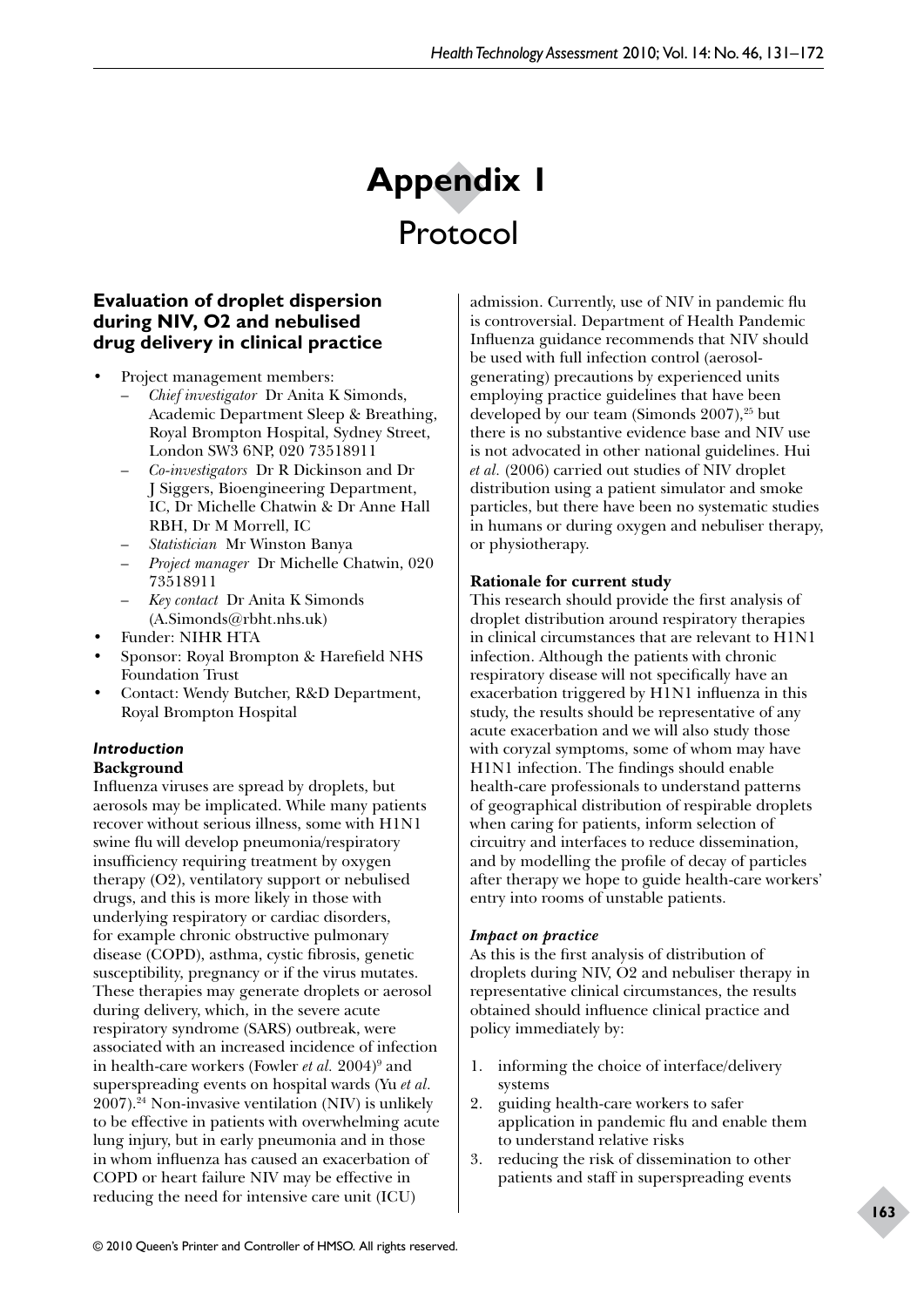# Appendix 1

## Protocol

### Evaluation of droplet dispersion during NIV, O2 and nebulised drug delivery in clinical practice

- Project management members:
  - *Chief investigator* Dr Anita K Simonds, Academic Department Sleep & Breathing, Royal Brompton Hospital, Sydney Street, London SW3 6NP, 020 73518911
  - *Co-investigators* Dr R Dickinson and Dr J Siggers, Bioengineering Department, IC, Dr Michelle Chatwin & Dr Anne Hall RBH, Dr M Morrell, IC
  - *Statistician* Mr Winston Banya
  - *Project manager* Dr Michelle Chatwin, 020 73518911
  - *Key contact* Dr Anita K Simonds (A.Simonds@rbht.nhs.uk)
- Funder: NIHR HTA
- Sponsor: Royal Brompton & Harefield NHS Foundation Trust
- Contact: Wendy Butcher, R&D Department, Royal Brompton Hospital

#### *Introduction*

**Background**

Influenza viruses are spread by droplets, but aerosols may be implicated. While many patients recover without serious illness, some with H1N1 swine flu will develop pneumonia/respiratory insufficiency requiring treatment by oxygen therapy (O2), ventilatory support or nebulised drugs, and this is more likely in those with underlying respiratory or cardiac disorders, for example chronic obstructive pulmonary disease (COPD), asthma, cystic fibrosis, genetic susceptibility, pregnancy or if the virus mutates. These therapies may generate droplets or aerosol during delivery, which, in the severe acute respiratory syndrome (SARS) outbreak, were associated with an increased incidence of infection in health-care workers (Fowler *et al.* 2004)[9] and superspreading events on hospital wards (Yu *et al.* 2007).[24] Non-invasive ventilation (NIV) is unlikely to be effective in patients with overwhelming acute lung injury, but in early pneumonia and in those in whom influenza has caused an exacerbation of COPD or heart failure NIV may be effective in reducing the need for intensive care unit (ICU) admission. Currently, use of NIV in pandemic flu is controversial. Department of Health Pandemic Influenza guidance recommends that NIV should be used with full infection control (aerosol-generating) precautions by experienced units employing practice guidelines that have been developed by our team (Simonds 2007),[25] but there is no substantive evidence base and NIV use is not advocated in other national guidelines. Hui *et al.* (2006) carried out studies of NIV droplet distribution using a patient simulator and smoke particles, but there have been no systematic studies in humans or during oxygen and nebuliser therapy, or physiotherapy.

**Rationale for current study**

This research should provide the first analysis of droplet distribution around respiratory therapies in clinical circumstances that are relevant to H1N1 infection. Although the patients with chronic respiratory disease will not specifically have an exacerbation triggered by H1N1 influenza in this study, the results should be representative of any acute exacerbation and we will also study those with coryzal symptoms, some of whom may have H1N1 infection. The findings should enable health-care professionals to understand patterns of geographical distribution of respirable droplets when caring for patients, inform selection of circuitry and interfaces to reduce dissemination, and by modelling the profile of decay of particles after therapy we hope to guide health-care workers' entry into rooms of unstable patients.

***Impact on practice***

As this is the first analysis of distribution of droplets during NIV, O2 and nebuliser therapy in representative clinical circumstances, the results obtained should influence clinical practice and policy immediately by:

1. informing the choice of interface/delivery systems
2. guiding health-care workers to safer application in pandemic flu and enable them to understand relative risks
3. reducing the risk of dissemination to other patients and staff in superspreading events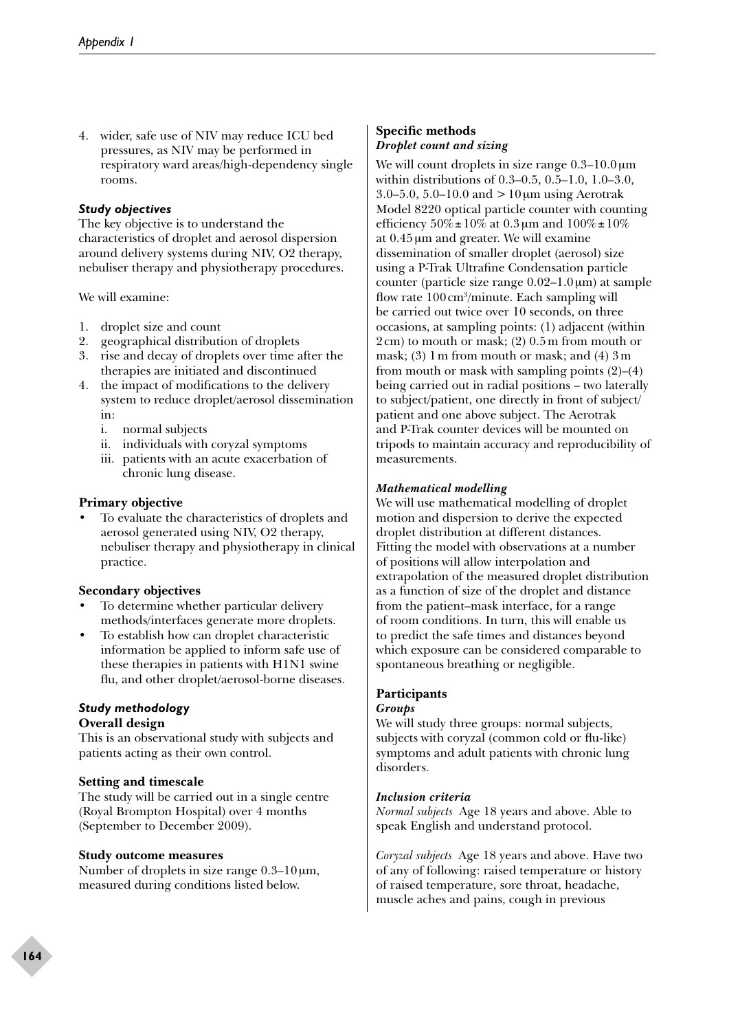4. wider, safe use of NIV may reduce ICU bed pressures, as NIV may be performed in respiratory ward areas/high-dependency single rooms.

### *Study objectives*

The key objective is to understand the characteristics of droplet and aerosol dispersion around delivery systems during NIV, O2 therapy, nebuliser therapy and physiotherapy procedures.

We will examine:

1. droplet size and count
2. geographical distribution of droplets
3. rise and decay of droplets over time after the therapies are initiated and discontinued
4. the impact of modifications to the delivery system to reduce droplet/aerosol dissemination in:
   i. normal subjects
   ii. individuals with coryzal symptoms
   iii. patients with an acute exacerbation of chronic lung disease.

#### Primary objective

- To evaluate the characteristics of droplets and aerosol generated using NIV, O2 therapy, nebuliser therapy and physiotherapy in clinical practice.

#### Secondary objectives

- To determine whether particular delivery methods/interfaces generate more droplets.
- To establish how can droplet characteristic information be applied to inform safe use of these therapies in patients with H1N1 swine flu, and other droplet/aerosol-borne diseases.

### *Study methodology*

#### Overall design

This is an observational study with subjects and patients acting as their own control.

#### Setting and timescale

The study will be carried out in a single centre (Royal Brompton Hospital) over 4 months (September to December 2009).

#### Study outcome measures

Number of droplets in size range 0.3–10 µm, measured during conditions listed below.

#### Specific methods

***Droplet count and sizing***

We will count droplets in size range 0.3–10.0 µm within distributions of 0.3–0.5, 0.5–1.0, 1.0–3.0, 3.0–5.0, 5.0–10.0 and > 10 µm using Aerotrak Model 8220 optical particle counter with counting efficiency 50% ± 10% at 0.3 µm and 100% ± 10% at 0.45 µm and greater. We will examine dissemination of smaller droplet (aerosol) size using a P-Trak Ultrafine Condensation particle counter (particle size range 0.02–1.0 µm) at sample flow rate 100 $cm^3$/minute. Each sampling will be carried out twice over 10 seconds, on three occasions, at sampling points: (1) adjacent (within 2 cm) to mouth or mask; (2) 0.5 m from mouth or mask; (3) 1 m from mouth or mask; and (4) 3 m from mouth or mask with sampling points (2)–(4) being carried out in radial positions – two laterally to subject/patient, one directly in front of subject/patient and one above subject. The Aerotrak and P-Trak counter devices will be mounted on tripods to maintain accuracy and reproducibility of measurements.

***Mathematical modelling***

We will use mathematical modelling of droplet motion and dispersion to derive the expected droplet distribution at different distances. Fitting the model with observations at a number of positions will allow interpolation and extrapolation of the measured droplet distribution as a function of size of the droplet and distance from the patient–mask interface, for a range of room conditions. In turn, this will enable us to predict the safe times and distances beyond which exposure can be considered comparable to spontaneous breathing or negligible.

#### Participants

***Groups***

We will study three groups: normal subjects, subjects with coryzal (common cold or flu-like) symptoms and adult patients with chronic lung disorders.

***Inclusion criteria***

*Normal subjects* Age 18 years and above. Able to speak English and understand protocol.

*Coryzal subjects* Age 18 years and above. Have two of any of following: raised temperature or history of raised temperature, sore throat, headache, muscle aches and pains, cough in previous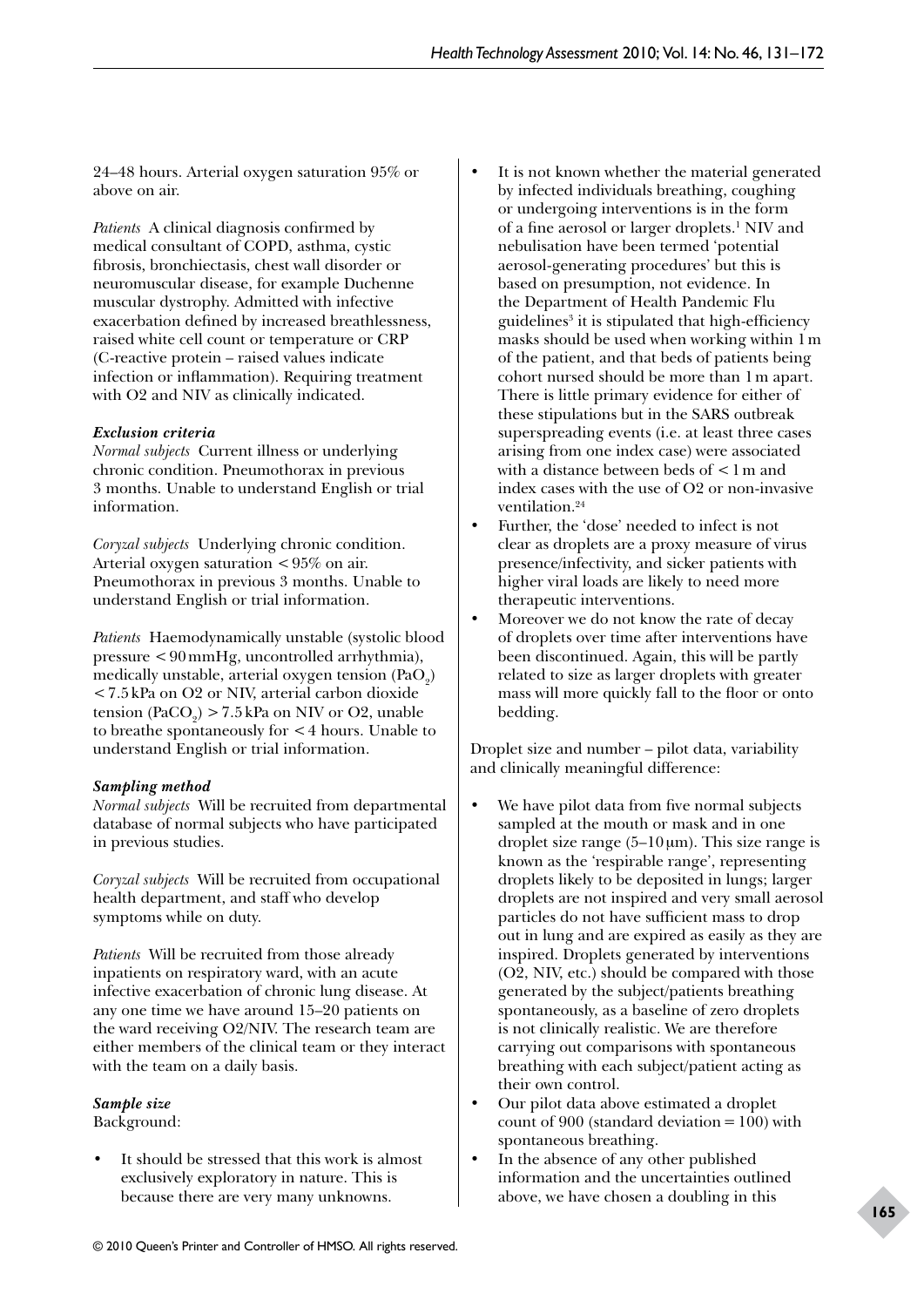24–48 hours. Arterial oxygen saturation 95% or above on air.

*Patients* A clinical diagnosis confirmed by medical consultant of COPD, asthma, cystic fibrosis, bronchiectasis, chest wall disorder or neuromuscular disease, for example Duchenne muscular dystrophy. Admitted with infective exacerbation defined by increased breathlessness, raised white cell count or temperature or CRP (C-reactive protein – raised values indicate infection or inflammation). Requiring treatment with O2 and NIV as clinically indicated.

#### *Exclusion criteria*

*Normal subjects* Current illness or underlying chronic condition. Pneumothorax in previous 3 months. Unable to understand English or trial information.

*Coryzal subjects* Underlying chronic condition. Arterial oxygen saturation < 95% on air. Pneumothorax in previous 3 months. Unable to understand English or trial information.

*Patients* Haemodynamically unstable (systolic blood pressure < 90 mmHg, uncontrolled arrhythmia), medically unstable, arterial oxygen tension ($PaO_2$) < 7.5 kPa on O2 or NIV, arterial carbon dioxide tension ($PaCO_2$) > 7.5 kPa on NIV or O2, unable to breathe spontaneously for < 4 hours. Unable to understand English or trial information.

#### *Sampling method*

*Normal subjects* Will be recruited from departmental database of normal subjects who have participated in previous studies.

*Coryzal subjects* Will be recruited from occupational health department, and staff who develop symptoms while on duty.

*Patients* Will be recruited from those already inpatients on respiratory ward, with an acute infective exacerbation of chronic lung disease. At any one time we have around 15–20 patients on the ward receiving O2/NIV. The research team are either members of the clinical team or they interact with the team on a daily basis.

#### *Sample size*

Background:

- It should be stressed that this work is almost exclusively exploratory in nature. This is because there are very many unknowns.
- It is not known whether the material generated by infected individuals breathing, coughing or undergoing interventions is in the form of a fine aerosol or larger droplets.[1] NIV and nebulisation have been termed 'potential aerosol-generating procedures' but this is based on presumption, not evidence. In the Department of Health Pandemic Flu guidelines[3] it is stipulated that high-efficiency masks should be used when working within 1 m of the patient, and that beds of patients being cohort nursed should be more than 1 m apart. There is little primary evidence for either of these stipulations but in the SARS outbreak superspreading events (i.e. at least three cases arising from one index case) were associated with a distance between beds of < 1 m and index cases with the use of O2 or non-invasive ventilation.[24]
- Further, the 'dose' needed to infect is not clear as droplets are a proxy measure of virus presence/infectivity, and sicker patients with higher viral loads are likely to need more therapeutic interventions.
- Moreover we do not know the rate of decay of droplets over time after interventions have been discontinued. Again, this will be partly related to size as larger droplets with greater mass will more quickly fall to the floor or onto bedding.

Droplet size and number – pilot data, variability and clinically meaningful difference:

- We have pilot data from five normal subjects sampled at the mouth or mask and in one droplet size range (5–10 μm). This size range is known as the 'respirable range', representing droplets likely to be deposited in lungs; larger droplets are not inspired and very small aerosol particles do not have sufficient mass to drop out in lung and are expired as easily as they are inspired. Droplets generated by interventions (O2, NIV, etc.) should be compared with those generated by the subject/patients breathing spontaneously, as a baseline of zero droplets is not clinically realistic. We are therefore carrying out comparisons with spontaneous breathing with each subject/patient acting as their own control.
- Our pilot data above estimated a droplet count of 900 (standard deviation = 100) with spontaneous breathing.
- In the absence of any other published information and the uncertainties outlined above, we have chosen a doubling in this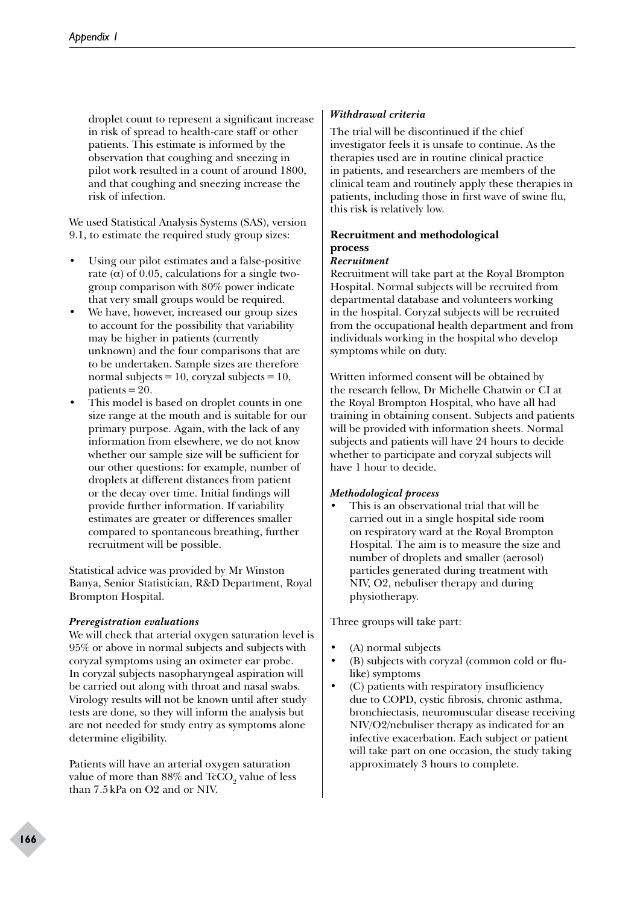droplet count to represent a significant increase in risk of spread to health-care staff or other patients. This estimate is informed by the observation that coughing and sneezing in pilot work resulted in a count of around 1800, and that coughing and sneezing increase the risk of infection.

We used Statistical Analysis Systems (SAS), version 9.1, to estimate the required study group sizes:

- Using our pilot estimates and a false-positive rate ($\alpha$) of 0.05, calculations for a single two-group comparison with 80% power indicate that very small groups would be required.
- We have, however, increased our group sizes to account for the possibility that variability may be higher in patients (currently unknown) and the four comparisons that are to be undertaken. Sample sizes are therefore normal subjects = 10, coryzal subjects = 10, patients = 20.
- This model is based on droplet counts in one size range at the mouth and is suitable for our primary purpose. Again, with the lack of any information from elsewhere, we do not know whether our sample size will be sufficient for our other questions: for example, number of droplets at different distances from patient or the decay over time. Initial findings will provide further information. If variability estimates are greater or differences smaller compared to spontaneous breathing, further recruitment will be possible.

Statistical advice was provided by Mr Winston Banya, Senior Statistician, R&D Department, Royal Brompton Hospital.

#### *Preregistration evaluations*

We will check that arterial oxygen saturation level is 95% or above in normal subjects and subjects with coryzal symptoms using an oximeter ear probe. In coryzal subjects nasopharyngeal aspiration will be carried out along with throat and nasal swabs. Virology results will not be known until after study tests are done, so they will inform the analysis but are not needed for study entry as symptoms alone determine eligibility.

Patients will have an arterial oxygen saturation value of more than 88% and $TcCO_2$ value of less than 7.5 kPa on O2 and or NIV.

#### *Withdrawal criteria*

The trial will be discontinued if the chief investigator feels it is unsafe to continue. As the therapies used are in routine clinical practice in patients, and researchers are members of the clinical team and routinely apply these therapies in patients, including those in first wave of swine flu, this risk is relatively low.

### Recruitment and methodological process

#### *Recruitment*

Recruitment will take part at the Royal Brompton Hospital. Normal subjects will be recruited from departmental database and volunteers working in the hospital. Coryzal subjects will be recruited from the occupational health department and from individuals working in the hospital who develop symptoms while on duty.

Written informed consent will be obtained by the research fellow, Dr Michelle Chatwin or CI at the Royal Brompton Hospital, who have all had training in obtaining consent. Subjects and patients will be provided with information sheets. Normal subjects and patients will have 24 hours to decide whether to participate and coryzal subjects will have 1 hour to decide.

#### *Methodological process*

- This is an observational trial that will be carried out in a single hospital side room on respiratory ward at the Royal Brompton Hospital. The aim is to measure the size and number of droplets and smaller (aerosol) particles generated during treatment with NIV, O2, nebuliser therapy and during physiotherapy.

Three groups will take part:

- (A) normal subjects
- (B) subjects with coryzal (common cold or flu-like) symptoms
- (C) patients with respiratory insufficiency due to COPD, cystic fibrosis, chronic asthma, bronchiectasis, neuromuscular disease receiving NIV/O2/nebuliser therapy as indicated for an infective exacerbation. Each subject or patient will take part on one occasion, the study taking approximately 3 hours to complete.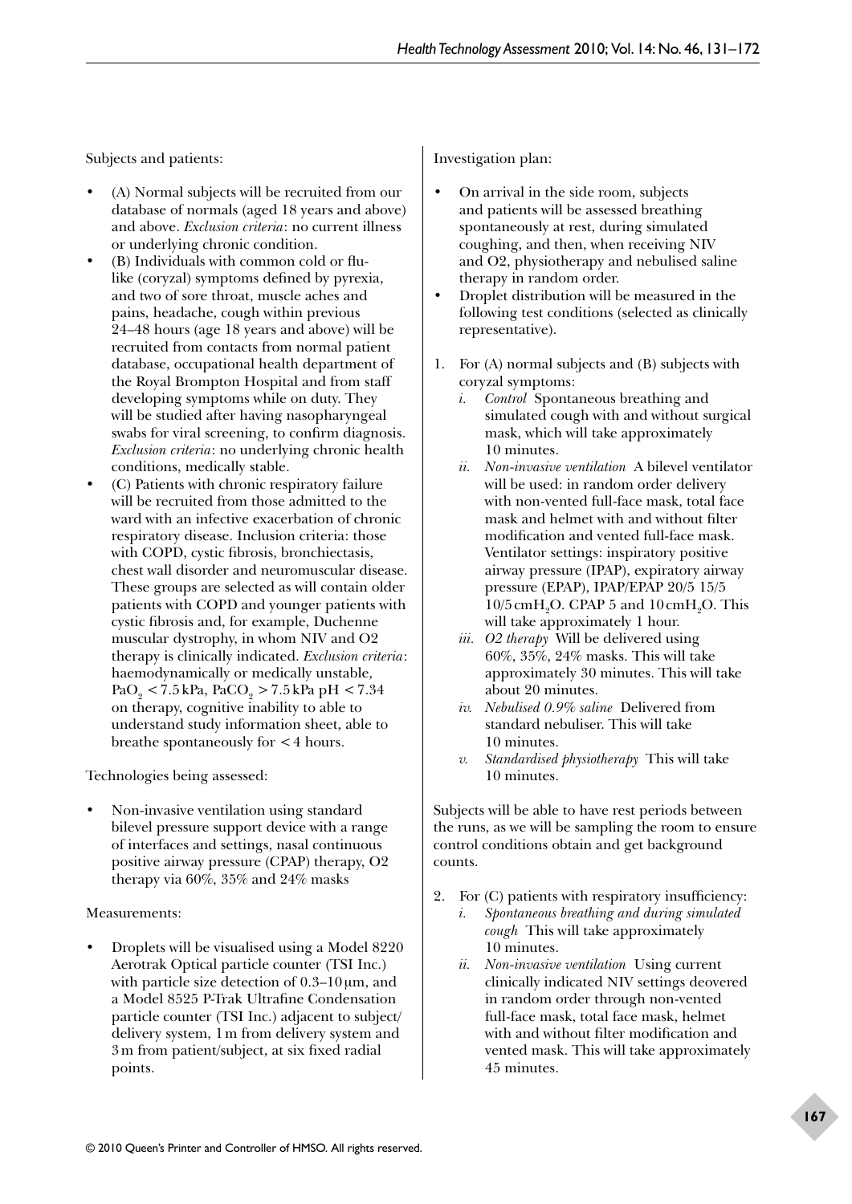Subjects and patients:

- (A) Normal subjects will be recruited from our database of normals (aged 18 years and above) and above. *Exclusion criteria*: no current illness or underlying chronic condition.
- (B) Individuals with common cold or flu-like (coryzal) symptoms defined by pyrexia, and two of sore throat, muscle aches and pains, headache, cough within previous 24–48 hours (age 18 years and above) will be recruited from contacts from normal patient database, occupational health department of the Royal Brompton Hospital and from staff developing symptoms while on duty. They will be studied after having nasopharyngeal swabs for viral screening, to confirm diagnosis. *Exclusion criteria*: no underlying chronic health conditions, medically stable.
- (C) Patients with chronic respiratory failure will be recruited from those admitted to the ward with an infective exacerbation of chronic respiratory disease. Inclusion criteria: those with COPD, cystic fibrosis, bronchiectasis, chest wall disorder and neuromuscular disease. These groups are selected as will contain older patients with COPD and younger patients with cystic fibrosis and, for example, Duchenne muscular dystrophy, in whom NIV and O2 therapy is clinically indicated. *Exclusion criteria*: haemodynamically or medically unstable, $PaO_2 < 7.5$ kPa, $PaCO_2 > 7.5$ kPa pH $< 7.34$ on therapy, cognitive inability to able to understand study information sheet, able to breathe spontaneously for $< 4$ hours.

Technologies being assessed:

- Non-invasive ventilation using standard bilevel pressure support device with a range of interfaces and settings, nasal continuous positive airway pressure (CPAP) therapy, O2 therapy via 60%, 35% and 24% masks

Measurements:

- Droplets will be visualised using a Model 8220 Aerotrak Optical particle counter (TSI Inc.) with particle size detection of 0.3–10 µm, and a Model 8525 P-Trak Ultrafine Condensation particle counter (TSI Inc.) adjacent to subject/delivery system, 1 m from delivery system and 3 m from patient/subject, at six fixed radial points.

Investigation plan:

- On arrival in the side room, subjects and patients will be assessed breathing spontaneously at rest, during simulated coughing, and then, when receiving NIV and O2, physiotherapy and nebulised saline therapy in random order.
- Droplet distribution will be measured in the following test conditions (selected as clinically representative).

1. For (A) normal subjects and (B) subjects with coryzal symptoms:
   i. *Control* Spontaneous breathing and simulated cough with and without surgical mask, which will take approximately 10 minutes.
   ii. *Non-invasive ventilation* A bilevel ventilator will be used: in random order delivery with non-vented full-face mask, total face mask and helmet with and without filter modification and vented full-face mask. Ventilator settings: inspiratory positive airway pressure (IPAP), expiratory airway pressure (EPAP), IPAP/EPAP 20/5 15/5 10/5 $cmH_2O$. CPAP 5 and 10 $cmH_2O$. This will take approximately 1 hour.
   iii. *O2 therapy* Will be delivered using 60%, 35%, 24% masks. This will take approximately 30 minutes. This will take about 20 minutes.
   iv. *Nebulised 0.9% saline* Delivered from standard nebuliser. This will take 10 minutes.
   v. *Standardised physiotherapy* This will take 10 minutes.

Subjects will be able to have rest periods between the runs, as we will be sampling the room to ensure control conditions obtain and get background counts.

2. For (C) patients with respiratory insufficiency:
   i. *Spontaneous breathing and during simulated cough* This will take approximately 10 minutes.
   ii. *Non-invasive ventilation* Using current clinically indicated NIV settings deovered in random order through non-vented full-face mask, total face mask, helmet with and without filter modification and vented mask. This will take approximately 45 minutes.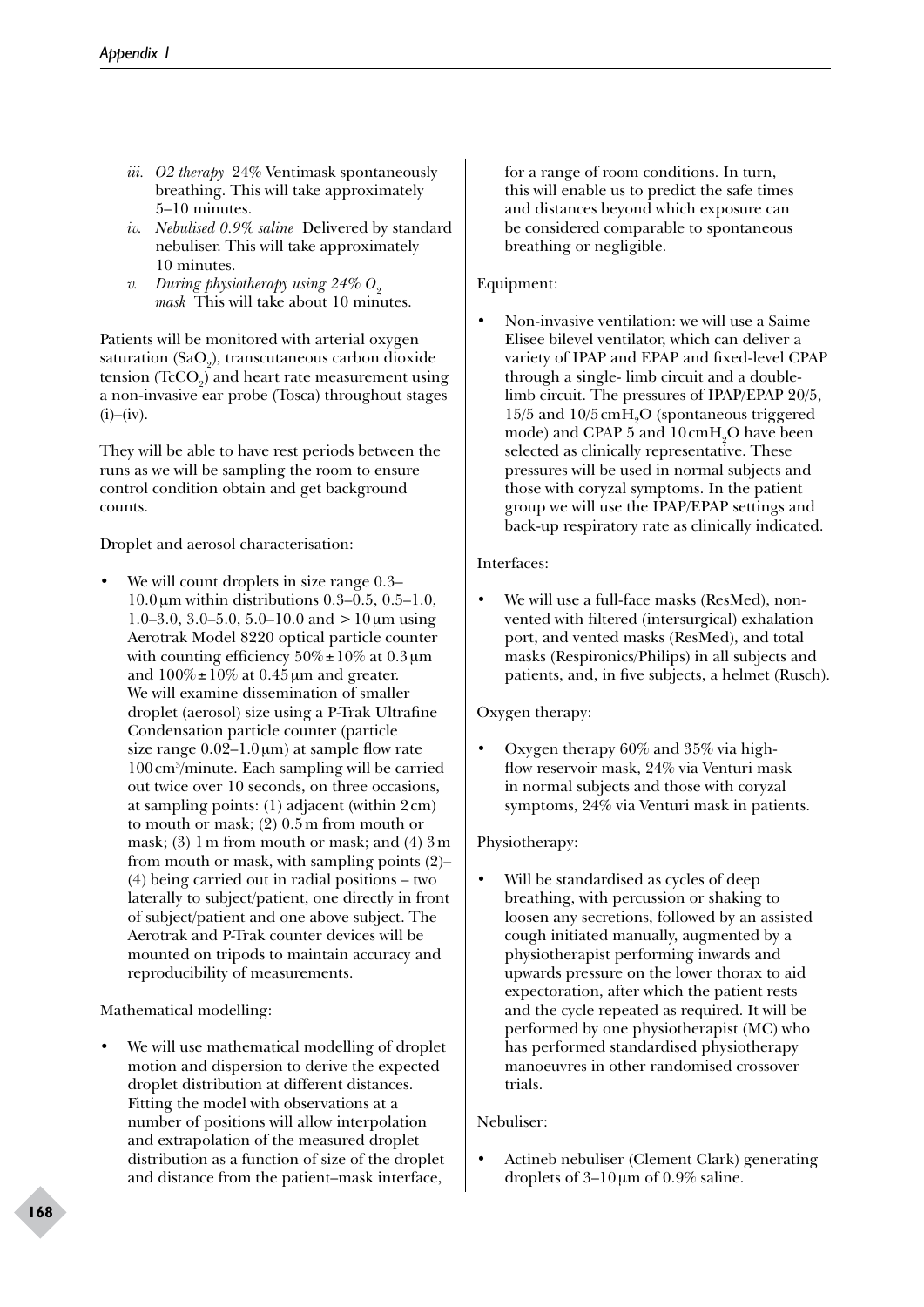*iii. O2 therapy* 24% Ventimask spontaneously breathing. This will take approximately 5–10 minutes.

*iv. Nebulised 0.9% saline* Delivered by standard nebuliser. This will take approximately 10 minutes.

*v. During physiotherapy using 24% $O_2$ mask* This will take about 10 minutes.

Patients will be monitored with arterial oxygen saturation ($SaO_2$), transcutaneous carbon dioxide tension ($TcCO_2$) and heart rate measurement using a non-invasive ear probe (Tosca) throughout stages (i)–(iv).

They will be able to have rest periods between the runs as we will be sampling the room to ensure control condition obtain and get background counts.

Droplet and aerosol characterisation:

- We will count droplets in size range 0.3–10.0 μm within distributions 0.3–0.5, 0.5–1.0, 1.0–3.0, 3.0–5.0, 5.0–10.0 and > 10 μm using Aerotrak Model 8220 optical particle counter with counting efficiency 50% ± 10% at 0.3 μm and 100% ± 10% at 0.45 μm and greater. We will examine dissemination of smaller droplet (aerosol) size using a P-Trak Ultrafine Condensation particle counter (particle size range 0.02–1.0 μm) at sample flow rate 100 $cm^3$/minute. Each sampling will be carried out twice over 10 seconds, on three occasions, at sampling points: (1) adjacent (within 2 cm) to mouth or mask; (2) 0.5 m from mouth or mask; (3) 1 m from mouth or mask; and (4) 3 m from mouth or mask, with sampling points (2)–(4) being carried out in radial positions – two laterally to subject/patient, one directly in front of subject/patient and one above subject. The Aerotrak and P-Trak counter devices will be mounted on tripods to maintain accuracy and reproducibility of measurements.

Mathematical modelling:

- We will use mathematical modelling of droplet motion and dispersion to derive the expected droplet distribution at different distances. Fitting the model with observations at a number of positions will allow interpolation and extrapolation of the measured droplet distribution as a function of size of the droplet and distance from the patient–mask interface, for a range of room conditions. In turn, this will enable us to predict the safe times and distances beyond which exposure can be considered comparable to spontaneous breathing or negligible.

Equipment:

- Non-invasive ventilation: we will use a Saime Elisee bilevel ventilator, which can deliver a variety of IPAP and EPAP and fixed-level CPAP through a single- limb circuit and a double-limb circuit. The pressures of IPAP/EPAP 20/5, 15/5 and 10/5 $cmH_2O$ (spontaneous triggered mode) and CPAP 5 and 10 $cmH_2O$ have been selected as clinically representative. These pressures will be used in normal subjects and those with coryzal symptoms. In the patient group we will use the IPAP/EPAP settings and back-up respiratory rate as clinically indicated.

Interfaces:

- We will use a full-face masks (ResMed), non-vented with filtered (intersurgical) exhalation port, and vented masks (ResMed), and total masks (Respironics/Philips) in all subjects and patients, and, in five subjects, a helmet (Rusch).

Oxygen therapy:

- Oxygen therapy 60% and 35% via high-flow reservoir mask, 24% via Venturi mask in normal subjects and those with coryzal symptoms, 24% via Venturi mask in patients.

Physiotherapy:

- Will be standardised as cycles of deep breathing, with percussion or shaking to loosen any secretions, followed by an assisted cough initiated manually, augmented by a physiotherapist performing inwards and upwards pressure on the lower thorax to aid expectoration, after which the patient rests and the cycle repeated as required. It will be performed by one physiotherapist (MC) who has performed standardised physiotherapy manoeuvres in other randomised crossover trials.

Nebuliser:

- Actineb nebuliser (Clement Clark) generating droplets of 3–10 μm of 0.9% saline.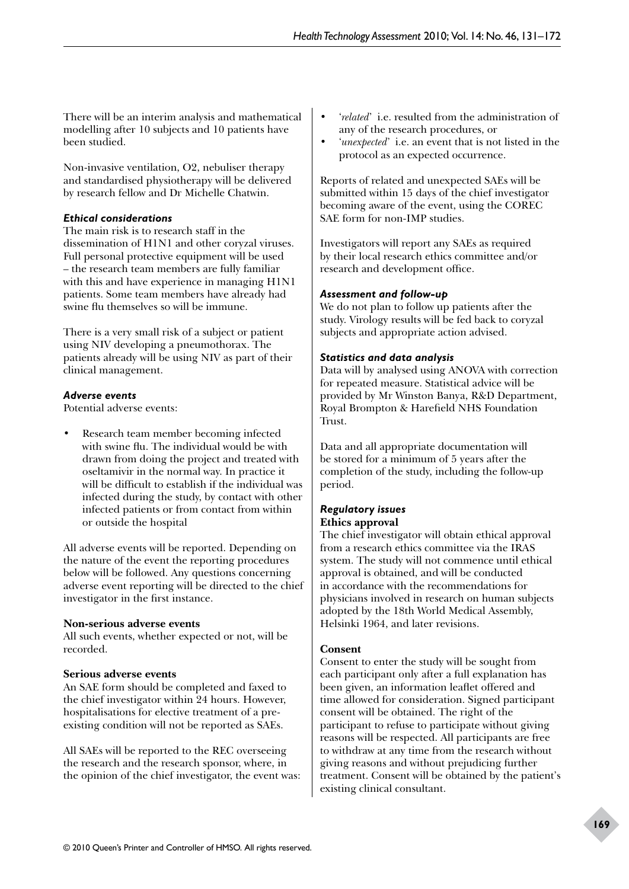There will be an interim analysis and mathematical modelling after 10 subjects and 10 patients have been studied.

Non-invasive ventilation, O2, nebuliser therapy and standardised physiotherapy will be delivered by research fellow and Dr Michelle Chatwin.

#### *Ethical considerations*

The main risk is to research staff in the dissemination of H1N1 and other coryzal viruses. Full personal protective equipment will be used – the research team members are fully familiar with this and have experience in managing H1N1 patients. Some team members have already had swine flu themselves so will be immune.

There is a very small risk of a subject or patient using NIV developing a pneumothorax. The patients already will be using NIV as part of their clinical management.

#### *Adverse events*

Potential adverse events:

- Research team member becoming infected with swine flu. The individual would be with drawn from doing the project and treated with oseltamivir in the normal way. In practice it will be difficult to establish if the individual was infected during the study, by contact with other infected patients or from contact from within or outside the hospital

All adverse events will be reported. Depending on the nature of the event the reporting procedures below will be followed. Any questions concerning adverse event reporting will be directed to the chief investigator in the first instance.

**Non-serious adverse events**

All such events, whether expected or not, will be recorded.

**Serious adverse events**

An SAE form should be completed and faxed to the chief investigator within 24 hours. However, hospitalisations for elective treatment of a pre-existing condition will not be reported as SAEs.

All SAEs will be reported to the REC overseeing the research and the research sponsor, where, in the opinion of the chief investigator, the event was:

- '*related*' i.e. resulted from the administration of any of the research procedures, or
- '*unexpected*' i.e. an event that is not listed in the protocol as an expected occurrence.

Reports of related and unexpected SAEs will be submitted within 15 days of the chief investigator becoming aware of the event, using the COREC SAE form for non-IMP studies.

Investigators will report any SAEs as required by their local research ethics committee and/or research and development office.

#### *Assessment and follow-up*

We do not plan to follow up patients after the study. Virology results will be fed back to coryzal subjects and appropriate action advised.

#### *Statistics and data analysis*

Data will by analysed using ANOVA with correction for repeated measure. Statistical advice will be provided by Mr Winston Banya, R&D Department, Royal Brompton & Harefield NHS Foundation Trust.

Data and all appropriate documentation will be stored for a minimum of 5 years after the completion of the study, including the follow-up period.

#### *Regulatory issues*

**Ethics approval**

The chief investigator will obtain ethical approval from a research ethics committee via the IRAS system. The study will not commence until ethical approval is obtained, and will be conducted in accordance with the recommendations for physicians involved in research on human subjects adopted by the 18th World Medical Assembly, Helsinki 1964, and later revisions.

**Consent**

Consent to enter the study will be sought from each participant only after a full explanation has been given, an information leaflet offered and time allowed for consideration. Signed participant consent will be obtained. The right of the participant to refuse to participate without giving reasons will be respected. All participants are free to withdraw at any time from the research without giving reasons and without prejudicing further treatment. Consent will be obtained by the patient's existing clinical consultant.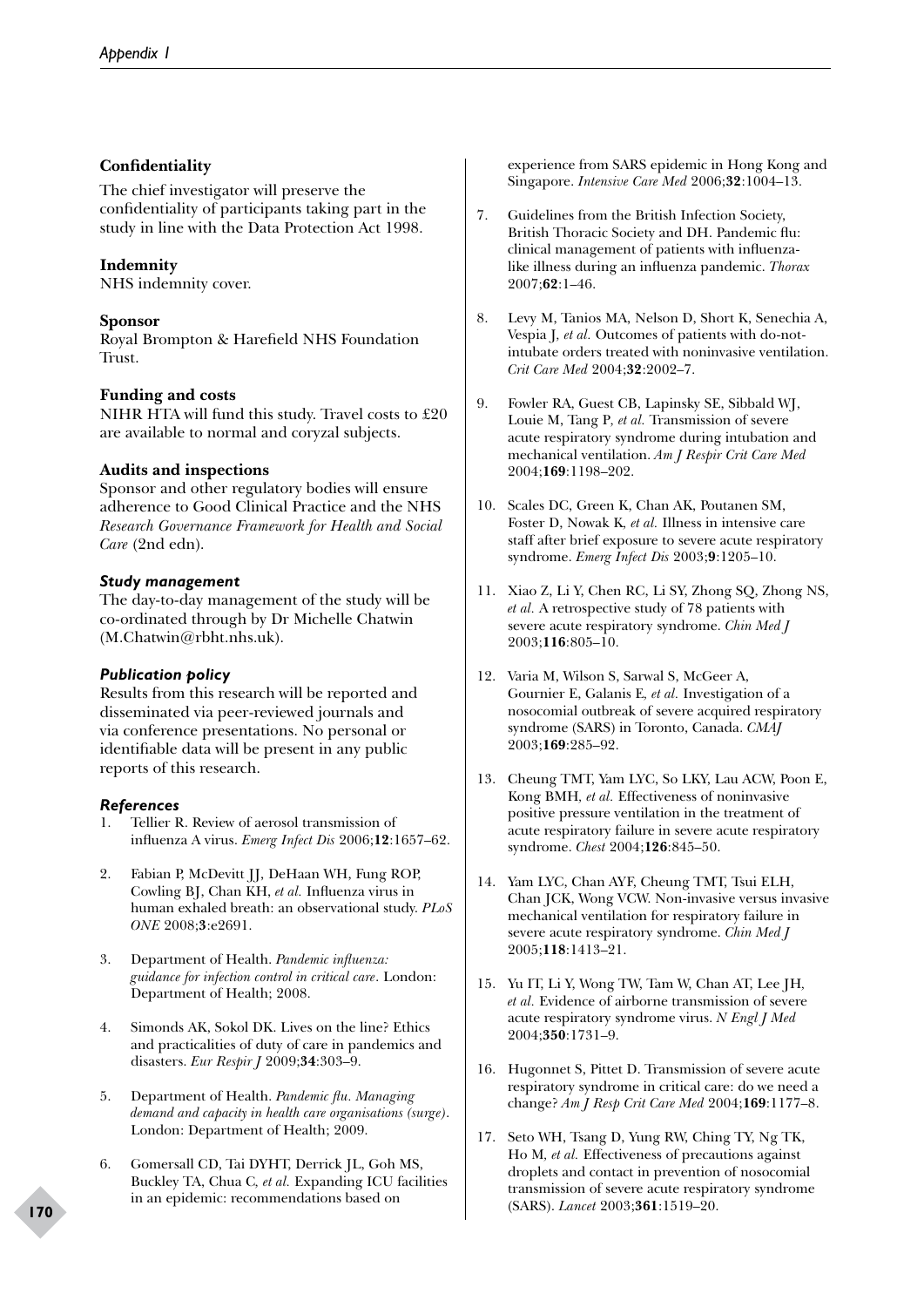### Confidentiality

The chief investigator will preserve the confidentiality of participants taking part in the study in line with the Data Protection Act 1998.

### Indemnity

NHS indemnity cover.

### Sponsor

Royal Brompton & Harefield NHS Foundation Trust.

### Funding and costs

NIHR HTA will fund this study. Travel costs to £20 are available to normal and coryzal subjects.

### Audits and inspections

Sponsor and other regulatory bodies will ensure adherence to Good Clinical Practice and the NHS *Research Governance Framework for Health and Social Care* (2nd edn).

#### *Study management*

The day-to-day management of the study will be co-ordinated through by Dr Michelle Chatwin (M.Chatwin@rbht.nhs.uk).

#### *Publication policy*

Results from this research will be reported and disseminated via peer-reviewed journals and via conference presentations. No personal or identifiable data will be present in any public reports of this research.

#### *References*

1. Tellier R. Review of aerosol transmission of influenza A virus. *Emerg Infect Dis* 2006;**12**:1657–62.
2. Fabian P, McDevitt JJ, DeHaan WH, Fung ROP, Cowling BJ, Chan KH, *et al.* Influenza virus in human exhaled breath: an observational study. *PLoS ONE* 2008;**3**:e2691.
3. Department of Health. *Pandemic influenza: guidance for infection control in critical care*. London: Department of Health; 2008.
4. Simonds AK, Sokol DK. Lives on the line? Ethics and practicalities of duty of care in pandemics and disasters. *Eur Respir J* 2009;**34**:303–9.
5. Department of Health. *Pandemic flu. Managing demand and capacity in health care organisations (surge)*. London: Department of Health; 2009.
6. Gomersall CD, Tai DYHT, Derrick JL, Goh MS, Buckley TA, Chua C, *et al.* Expanding ICU facilities in an epidemic: recommendations based on experience from SARS epidemic in Hong Kong and Singapore. *Intensive Care Med* 2006;**32**:1004–13.
7. Guidelines from the British Infection Society, British Thoracic Society and DH. Pandemic flu: clinical management of patients with influenza-like illness during an influenza pandemic. *Thorax* 2007;**62**:1–46.
8. Levy M, Tanios MA, Nelson D, Short K, Senechia A, Vespia J, *et al.* Outcomes of patients with do-not-intubate orders treated with noninvasive ventilation. *Crit Care Med* 2004;**32**:2002–7.
9. Fowler RA, Guest CB, Lapinsky SE, Sibbald WJ, Louie M, Tang P, *et al.* Transmission of severe acute respiratory syndrome during intubation and mechanical ventilation. *Am J Respir Crit Care Med* 2004;**169**:1198–202.
10. Scales DC, Green K, Chan AK, Poutanen SM, Foster D, Nowak K, *et al.* Illness in intensive care staff after brief exposure to severe acute respiratory syndrome. *Emerg Infect Dis* 2003;**9**:1205–10.
11. Xiao Z, Li Y, Chen RC, Li SY, Zhong SQ, Zhong NS, *et al.* A retrospective study of 78 patients with severe acute respiratory syndrome. *Chin Med J* 2003;**116**:805–10.
12. Varia M, Wilson S, Sarwal S, McGeer A, Gournier E, Galanis E, *et al.* Investigation of a nosocomial outbreak of severe acquired respiratory syndrome (SARS) in Toronto, Canada. *CMAJ* 2003;**169**:285–92.
13. Cheung TMT, Yam LYC, So LKY, Lau ACW, Poon E, Kong BMH, *et al.* Effectiveness of noninvasive positive pressure ventilation in the treatment of acute respiratory failure in severe acute respiratory syndrome. *Chest* 2004;**126**:845–50.
14. Yam LYC, Chan AYF, Cheung TMT, Tsui ELH, Chan JCK, Wong VCW. Non-invasive versus invasive mechanical ventilation for respiratory failure in severe acute respiratory syndrome. *Chin Med J* 2005;**118**:1413–21.
15. Yu IT, Li Y, Wong TW, Tam W, Chan AT, Lee JH, *et al.* Evidence of airborne transmission of severe acute respiratory syndrome virus. *N Engl J Med* 2004;**350**:1731–9.
16. Hugonnet S, Pittet D. Transmission of severe acute respiratory syndrome in critical care: do we need a change? *Am J Resp Crit Care Med* 2004;**169**:1177–8.
17. Seto WH, Tsang D, Yung RW, Ching TY, Ng TK, Ho M, *et al.* Effectiveness of precautions against droplets and contact in prevention of nosocomial transmission of severe acute respiratory syndrome (SARS). *Lancet* 2003;**361**:1519–20.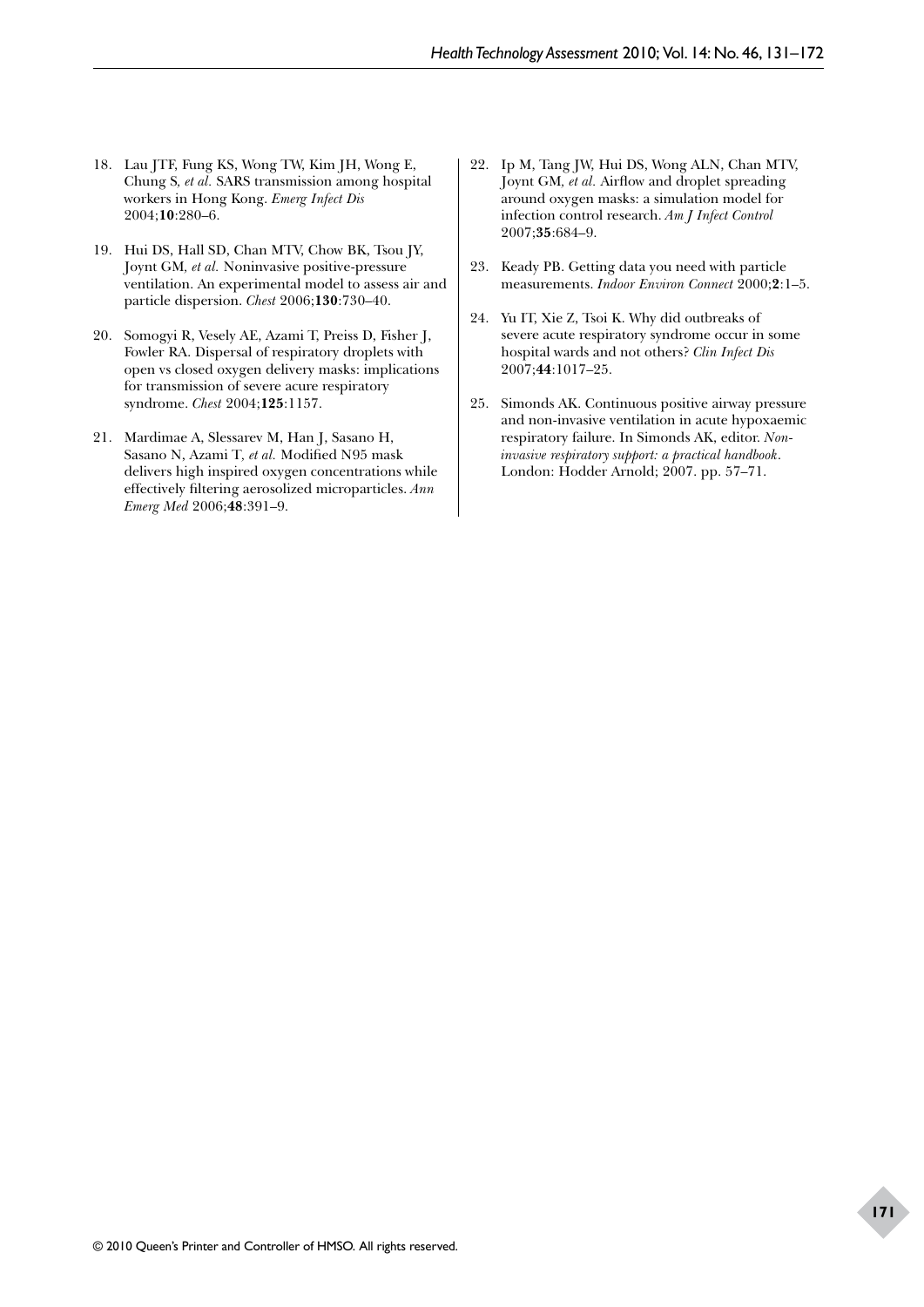18. Lau JTF, Fung KS, Wong TW, Kim JH, Wong E, Chung S, *et al.* SARS transmission among hospital workers in Hong Kong. *Emerg Infect Dis* 2004;**10**:280–6.

19. Hui DS, Hall SD, Chan MTV, Chow BK, Tsou JY, Joynt GM, *et al.* Noninvasive positive-pressure ventilation. An experimental model to assess air and particle dispersion. *Chest* 2006;**130**:730–40.

20. Somogyi R, Vesely AE, Azami T, Preiss D, Fisher J, Fowler RA. Dispersal of respiratory droplets with open vs closed oxygen delivery masks: implications for transmission of severe acure respiratory syndrome. *Chest* 2004;**125**:1157.

21. Mardimae A, Slessarev M, Han J, Sasano H, Sasano N, Azami T, *et al.* Modified N95 mask delivers high inspired oxygen concentrations while effectively filtering aerosolized microparticles. *Ann Emerg Med* 2006;**48**:391–9.

22. Ip M, Tang JW, Hui DS, Wong ALN, Chan MTV, Joynt GM, *et al.* Airflow and droplet spreading around oxygen masks: a simulation model for infection control research. *Am J Infect Control* 2007;**35**:684–9.

23. Keady PB. Getting data you need with particle measurements. *Indoor Environ Connect* 2000;**2**:1–5.

24. Yu IT, Xie Z, Tsoi K. Why did outbreaks of severe acute respiratory syndrome occur in some hospital wards and not others? *Clin Infect Dis* 2007;**44**:1017–25.

25. Simonds AK. Continuous positive airway pressure and non-invasive ventilation in acute hypoxaemic respiratory failure. In Simonds AK, editor. *Non-invasive respiratory support: a practical handbook*. London: Hodder Arnold; 2007. pp. 57–71.

© 2010 Queen's Printer and Controller of HMSO. All rights reserved.